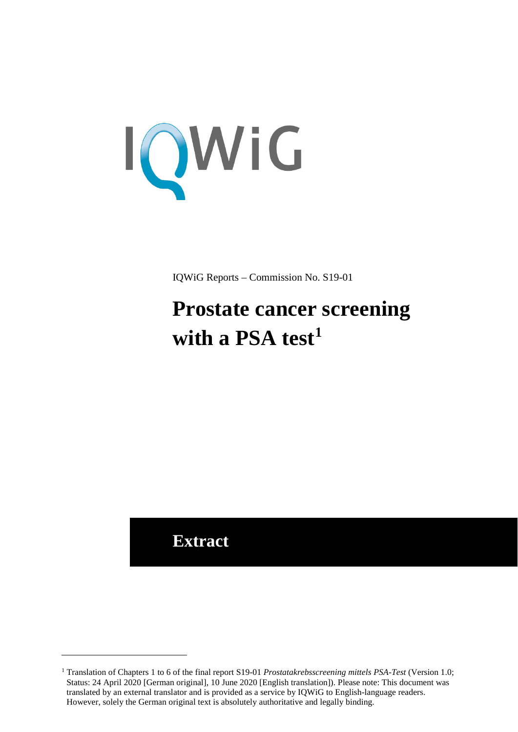IQWiG

IQWiG Reports – Commission No. S19-01

# Prostate cancer screening with a PSA test[1]

## Extract

[1] Translation of Chapters 1 to 6 of the final report S19-01 *Prostatakrebsscreening mittels PSA-Test* (Version 1.0; Status: 24 April 2020 [German original], 10 June 2020 [English translation]). Please note: This document was translated by an external translator and is provided as a service by IQWiG to English-language readers. However, solely the German original text is absolutely authoritative and legally binding.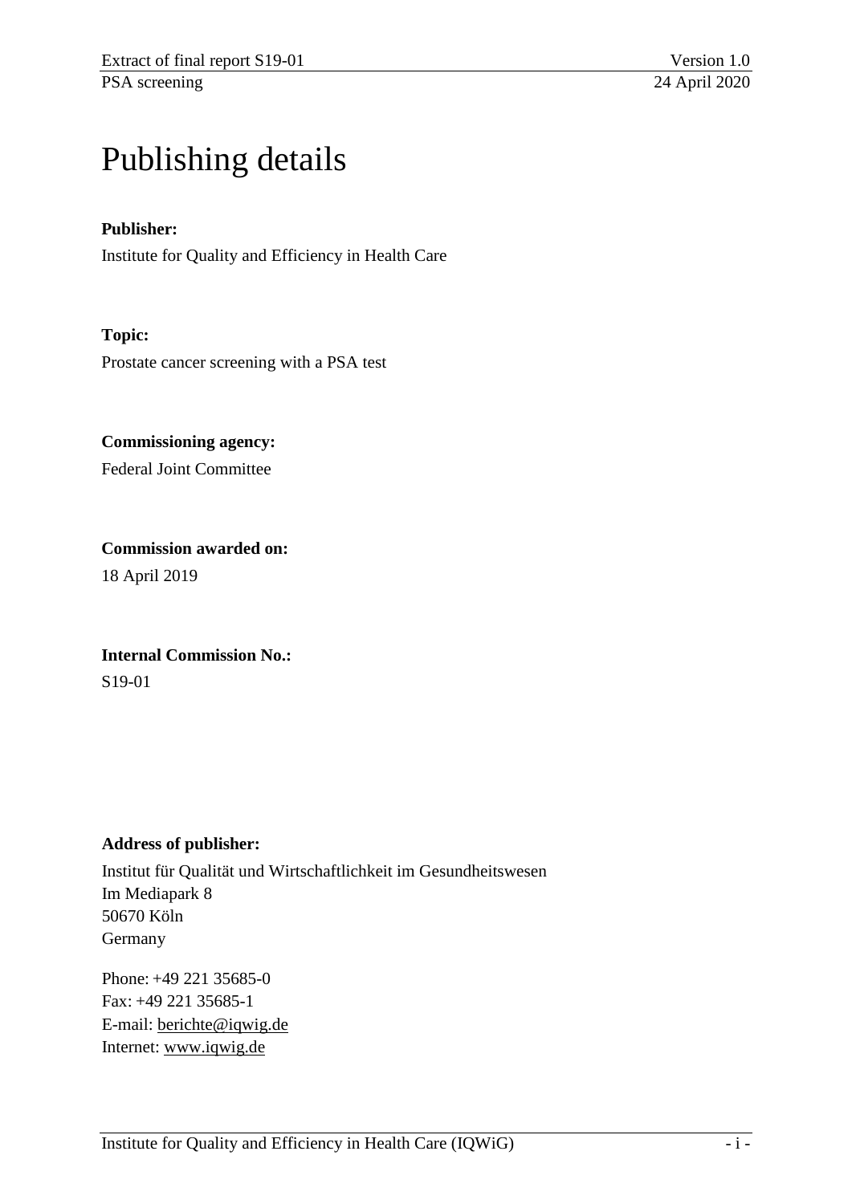# Publishing details

**Publisher:**

Institute for Quality and Efficiency in Health Care

**Topic:**

Prostate cancer screening with a PSA test

**Commissioning agency:**

Federal Joint Committee

**Commission awarded on:**

18 April 2019

**Internal Commission No.:**

S19-01

**Address of publisher:**

Institut für Qualität und Wirtschaftlichkeit im Gesundheitswesen
Im Mediapark 8
50670 Köln
Germany

Phone: +49 221 35685-0
Fax: +49 221 35685-1
E-mail: berichte@iqwig.de
Internet: www.iqwig.de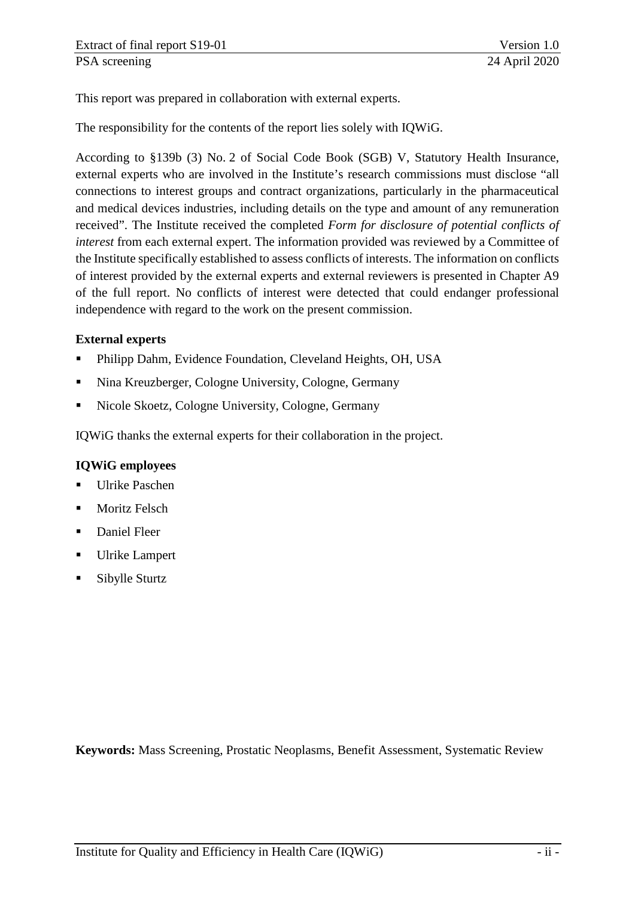This report was prepared in collaboration with external experts.

The responsibility for the contents of the report lies solely with IQWiG.

According to §139b (3) No. 2 of Social Code Book (SGB) V, Statutory Health Insurance, external experts who are involved in the Institute's research commissions must disclose "all connections to interest groups and contract organizations, particularly in the pharmaceutical and medical devices industries, including details on the type and amount of any remuneration received". The Institute received the completed *Form for disclosure of potential conflicts of interest* from each external expert. The information provided was reviewed by a Committee of the Institute specifically established to assess conflicts of interests. The information on conflicts of interest provided by the external experts and external reviewers is presented in Chapter A9 of the full report. No conflicts of interest were detected that could endanger professional independence with regard to the work on the present commission.

**External experts**

- Philipp Dahm, Evidence Foundation, Cleveland Heights, OH, USA
- Nina Kreuzberger, Cologne University, Cologne, Germany
- Nicole Skoetz, Cologne University, Cologne, Germany

IQWiG thanks the external experts for their collaboration in the project.

**IQWiG employees**

- Ulrike Paschen
- Moritz Felsch
- Daniel Fleer
- Ulrike Lampert
- Sibylle Sturtz

**Keywords:** Mass Screening, Prostatic Neoplasms, Benefit Assessment, Systematic Review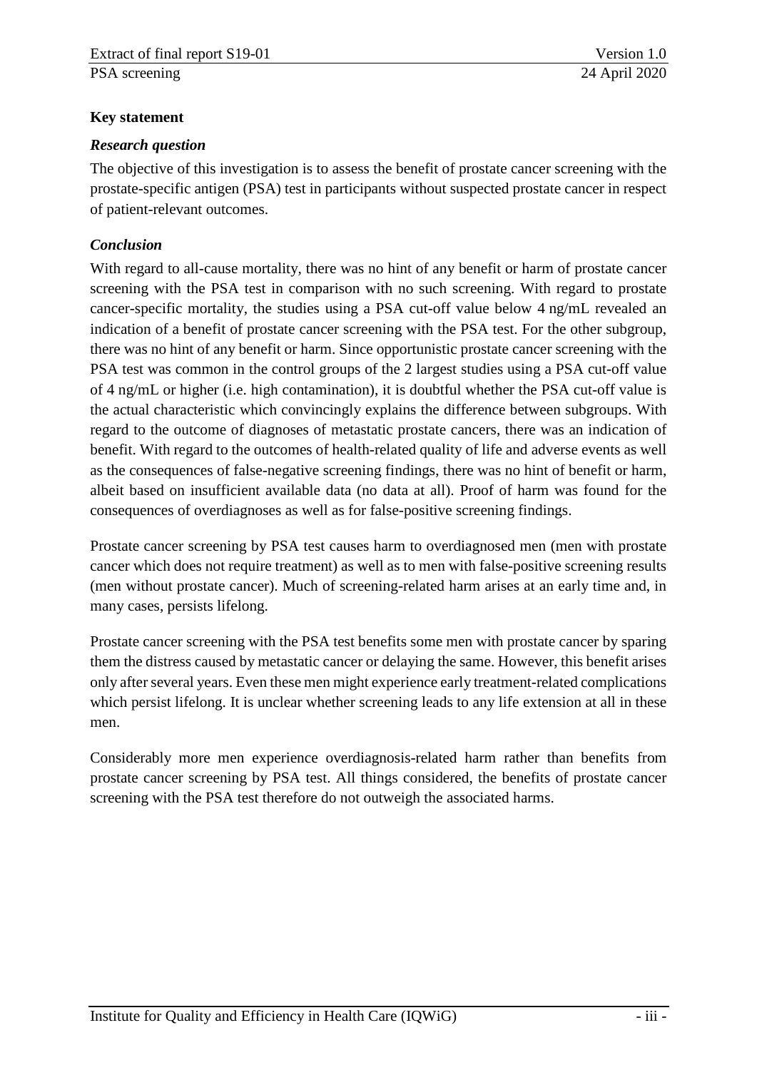## Key statement

### *Research question*

The objective of this investigation is to assess the benefit of prostate cancer screening with the prostate-specific antigen (PSA) test in participants without suspected prostate cancer in respect of patient-relevant outcomes.

### *Conclusion*

With regard to all-cause mortality, there was no hint of any benefit or harm of prostate cancer screening with the PSA test in comparison with no such screening. With regard to prostate cancer-specific mortality, the studies using a PSA cut-off value below 4 ng/mL revealed an indication of a benefit of prostate cancer screening with the PSA test. For the other subgroup, there was no hint of any benefit or harm. Since opportunistic prostate cancer screening with the PSA test was common in the control groups of the 2 largest studies using a PSA cut-off value of 4 ng/mL or higher (i.e. high contamination), it is doubtful whether the PSA cut-off value is the actual characteristic which convincingly explains the difference between subgroups. With regard to the outcome of diagnoses of metastatic prostate cancers, there was an indication of benefit. With regard to the outcomes of health-related quality of life and adverse events as well as the consequences of false-negative screening findings, there was no hint of benefit or harm, albeit based on insufficient available data (no data at all). Proof of harm was found for the consequences of overdiagnoses as well as for false-positive screening findings.

Prostate cancer screening by PSA test causes harm to overdiagnosed men (men with prostate cancer which does not require treatment) as well as to men with false-positive screening results (men without prostate cancer). Much of screening-related harm arises at an early time and, in many cases, persists lifelong.

Prostate cancer screening with the PSA test benefits some men with prostate cancer by sparing them the distress caused by metastatic cancer or delaying the same. However, this benefit arises only after several years. Even these men might experience early treatment-related complications which persist lifelong. It is unclear whether screening leads to any life extension at all in these men.

Considerably more men experience overdiagnosis-related harm rather than benefits from prostate cancer screening by PSA test. All things considered, the benefits of prostate cancer screening with the PSA test therefore do not outweigh the associated harms.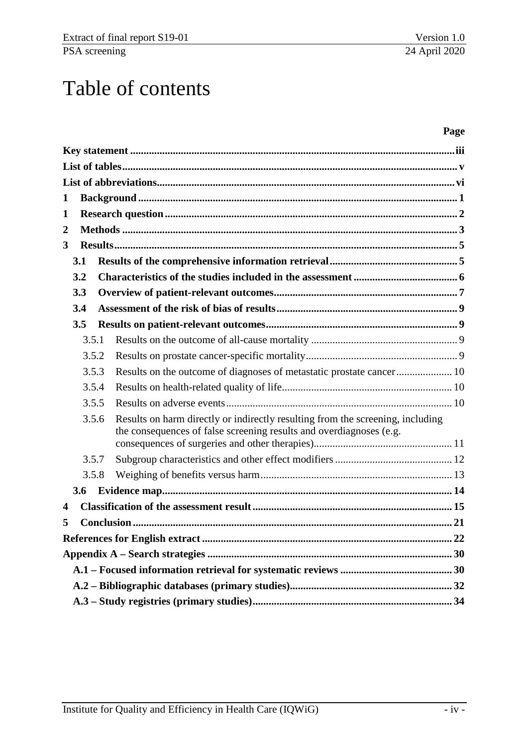# Table of contents

| | Page |
|---|---|
| **Key statement** | **iii** |
| **List of tables** | **v** |
| **List of abbreviations** | **vi** |
| **1 Background** | **1** |
| **1 Research question** | **2** |
| **2 Methods** | **3** |
| **3 Results** | **5** |
| **3.1 Results of the comprehensive information retrieval** | **5** |
| **3.2 Characteristics of the studies included in the assessment** | **6** |
| **3.3 Overview of patient-relevant outcomes** | **7** |
| **3.4 Assessment of the risk of bias of results** | **9** |
| **3.5 Results on patient-relevant outcomes** | **9** |
| 3.5.1 Results on the outcome of all-cause mortality | 9 |
| 3.5.2 Results on prostate cancer-specific mortality | 9 |
| 3.5.3 Results on the outcome of diagnoses of metastatic prostate cancer | 10 |
| 3.5.4 Results on health-related quality of life | 10 |
| 3.5.5 Results on adverse events | 10 |
| 3.5.6 Results on harm directly or indirectly resulting from the screening, including the consequences of false screening results and overdiagnoses (e.g. consequences of surgeries and other therapies) | 11 |
| 3.5.7 Subgroup characteristics and other effect modifiers | 12 |
| 3.5.8 Weighing of benefits versus harm | 13 |
| **3.6 Evidence map** | **14** |
| **4 Classification of the assessment result** | **15** |
| **5 Conclusion** | **21** |
| **References for English extract** | **22** |
| **Appendix A – Search strategies** | **30** |
| **A.1 – Focused information retrieval for systematic reviews** | **30** |
| **A.2 – Bibliographic databases (primary studies)** | **32** |
| **A.3 – Study registries (primary studies)** | **34** |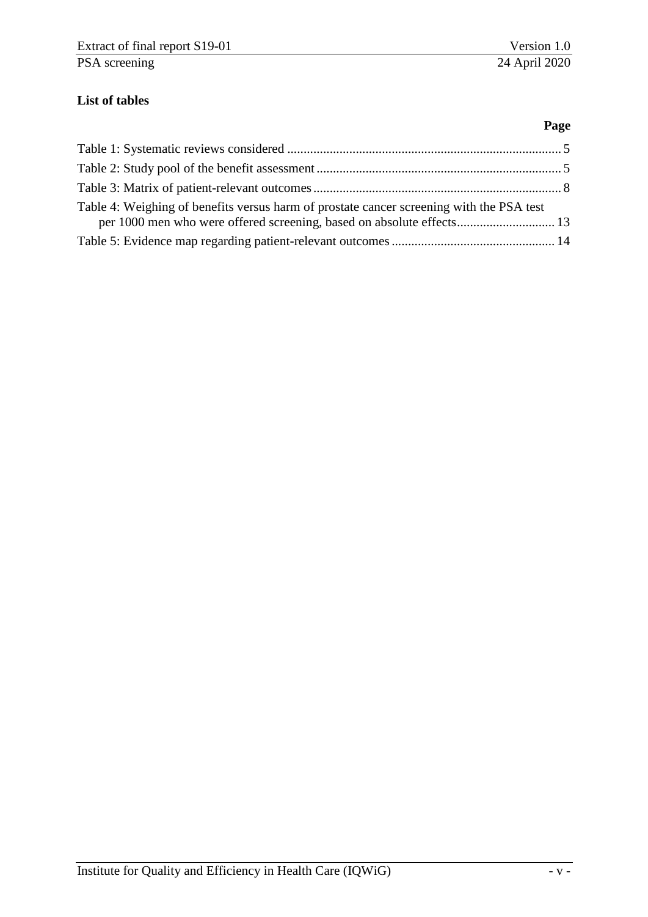**List of tables**

**Page**

Table 1: Systematic reviews considered ..... 5

Table 2: Study pool of the benefit assessment ..... 5

Table 3: Matrix of patient-relevant outcomes ..... 8

Table 4: Weighing of benefits versus harm of prostate cancer screening with the PSA test per 1000 men who were offered screening, based on absolute effects ..... 13

Table 5: Evidence map regarding patient-relevant outcomes ..... 14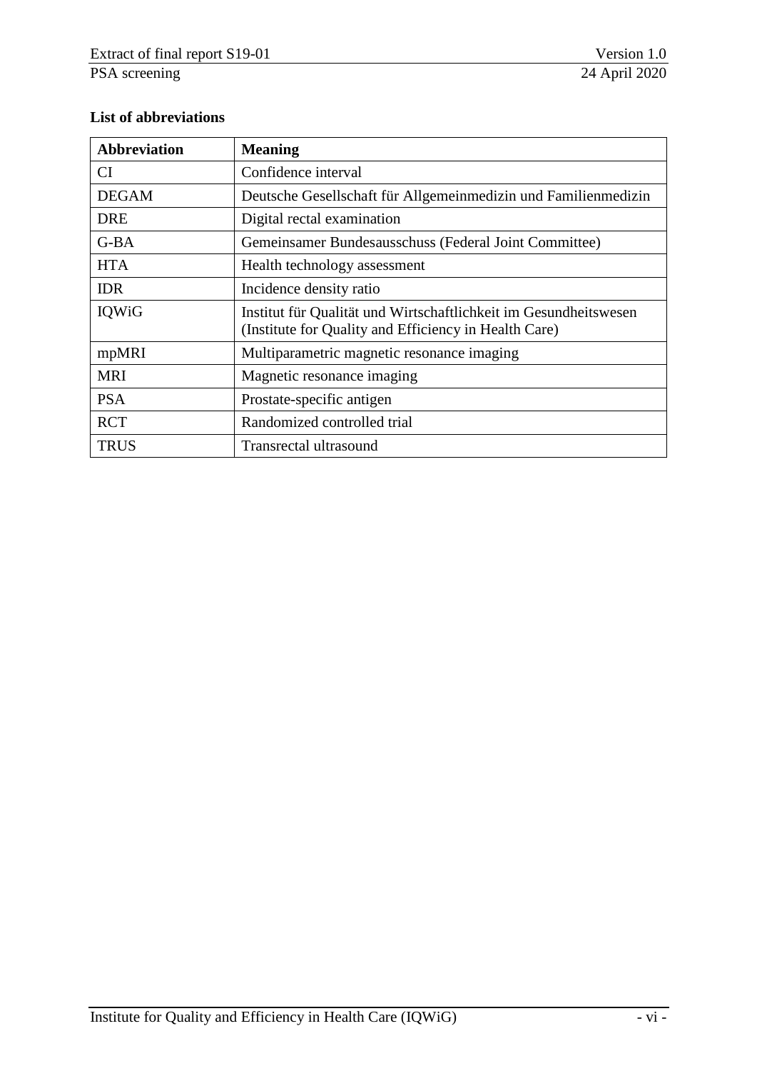**List of abbreviations**

| Abbreviation | Meaning |
|---|---|
| CI | Confidence interval |
| DEGAM | Deutsche Gesellschaft für Allgemeinmedizin und Familienmedizin |
| DRE | Digital rectal examination |
| G-BA | Gemeinsamer Bundesausschuss (Federal Joint Committee) |
| HTA | Health technology assessment |
| IDR | Incidence density ratio |
| IQWiG | Institut für Qualität und Wirtschaftlichkeit im Gesundheitswesen (Institute for Quality and Efficiency in Health Care) |
| mpMRI | Multiparametric magnetic resonance imaging |
| MRI | Magnetic resonance imaging |
| PSA | Prostate-specific antigen |
| RCT | Randomized controlled trial |
| TRUS | Transrectal ultrasound |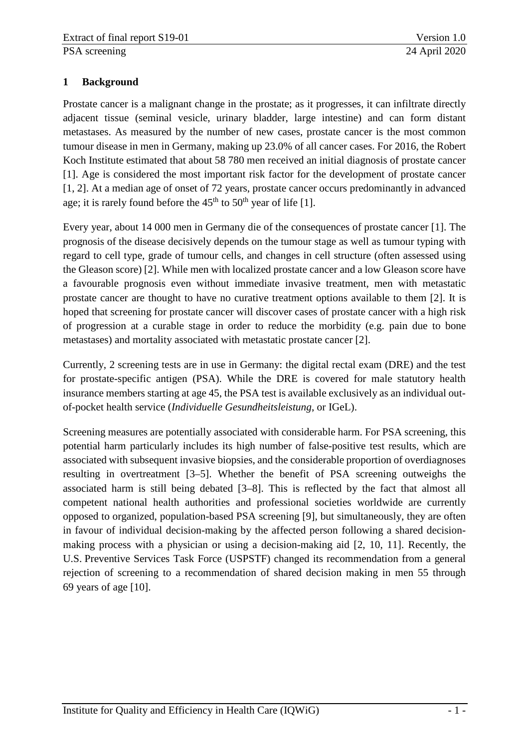# 1 Background

Prostate cancer is a malignant change in the prostate; as it progresses, it can infiltrate directly adjacent tissue (seminal vesicle, urinary bladder, large intestine) and can form distant metastases. As measured by the number of new cases, prostate cancer is the most common tumour disease in men in Germany, making up 23.0% of all cancer cases. For 2016, the Robert Koch Institute estimated that about 58 780 men received an initial diagnosis of prostate cancer [1]. Age is considered the most important risk factor for the development of prostate cancer [1, 2]. At a median age of onset of 72 years, prostate cancer occurs predominantly in advanced age; it is rarely found before the 45th to 50th year of life [1].

Every year, about 14 000 men in Germany die of the consequences of prostate cancer [1]. The prognosis of the disease decisively depends on the tumour stage as well as tumour typing with regard to cell type, grade of tumour cells, and changes in cell structure (often assessed using the Gleason score) [2]. While men with localized prostate cancer and a low Gleason score have a favourable prognosis even without immediate invasive treatment, men with metastatic prostate cancer are thought to have no curative treatment options available to them [2]. It is hoped that screening for prostate cancer will discover cases of prostate cancer with a high risk of progression at a curable stage in order to reduce the morbidity (e.g. pain due to bone metastases) and mortality associated with metastatic prostate cancer [2].

Currently, 2 screening tests are in use in Germany: the digital rectal exam (DRE) and the test for prostate-specific antigen (PSA). While the DRE is covered for male statutory health insurance members starting at age 45, the PSA test is available exclusively as an individual out-of-pocket health service (*Individuelle Gesundheitsleistung*, or IGeL).

Screening measures are potentially associated with considerable harm. For PSA screening, this potential harm particularly includes its high number of false-positive test results, which are associated with subsequent invasive biopsies, and the considerable proportion of overdiagnoses resulting in overtreatment [3–5]. Whether the benefit of PSA screening outweighs the associated harm is still being debated [3–8]. This is reflected by the fact that almost all competent national health authorities and professional societies worldwide are currently opposed to organized, population-based PSA screening [9], but simultaneously, they are often in favour of individual decision-making by the affected person following a shared decision-making process with a physician or using a decision-making aid [2, 10, 11]. Recently, the U.S. Preventive Services Task Force (USPSTF) changed its recommendation from a general rejection of screening to a recommendation of shared decision making in men 55 through 69 years of age [10].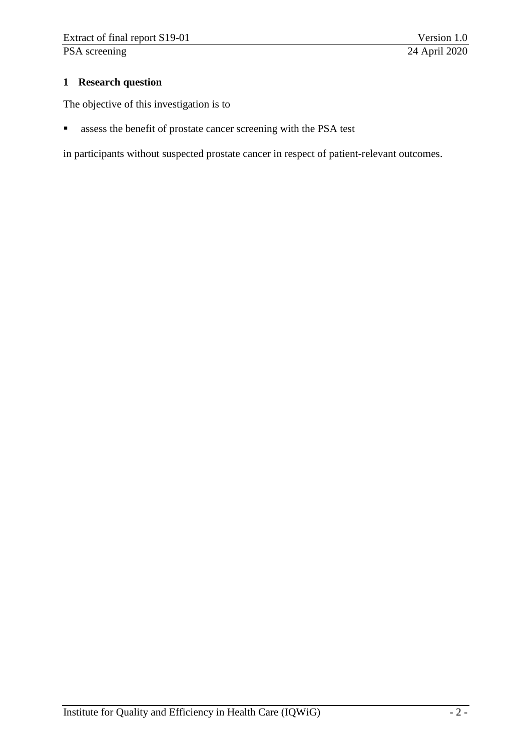## 1 Research question

The objective of this investigation is to

- assess the benefit of prostate cancer screening with the PSA test

in participants without suspected prostate cancer in respect of patient-relevant outcomes.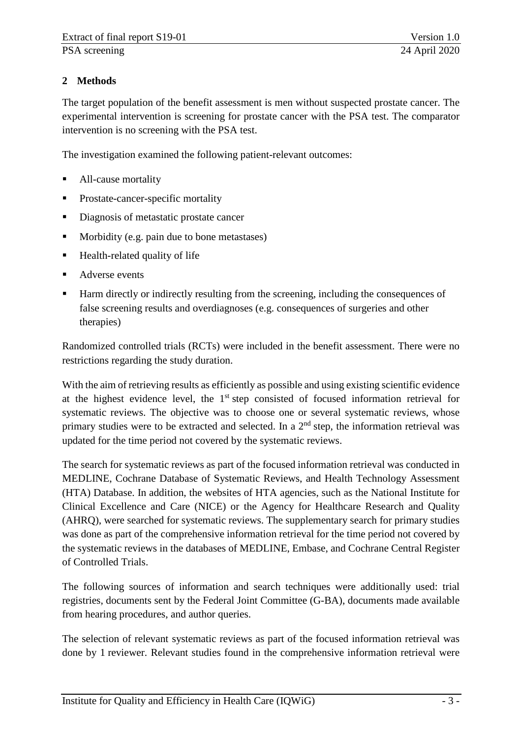## 2 Methods

The target population of the benefit assessment is men without suspected prostate cancer. The experimental intervention is screening for prostate cancer with the PSA test. The comparator intervention is no screening with the PSA test.

The investigation examined the following patient-relevant outcomes:

- All-cause mortality
- Prostate-cancer-specific mortality
- Diagnosis of metastatic prostate cancer
- Morbidity (e.g. pain due to bone metastases)
- Health-related quality of life
- Adverse events
- Harm directly or indirectly resulting from the screening, including the consequences of false screening results and overdiagnoses (e.g. consequences of surgeries and other therapies)

Randomized controlled trials (RCTs) were included in the benefit assessment. There were no restrictions regarding the study duration.

With the aim of retrieving results as efficiently as possible and using existing scientific evidence at the highest evidence level, the 1st step consisted of focused information retrieval for systematic reviews. The objective was to choose one or several systematic reviews, whose primary studies were to be extracted and selected. In a 2nd step, the information retrieval was updated for the time period not covered by the systematic reviews.

The search for systematic reviews as part of the focused information retrieval was conducted in MEDLINE, Cochrane Database of Systematic Reviews, and Health Technology Assessment (HTA) Database. In addition, the websites of HTA agencies, such as the National Institute for Clinical Excellence and Care (NICE) or the Agency for Healthcare Research and Quality (AHRQ), were searched for systematic reviews. The supplementary search for primary studies was done as part of the comprehensive information retrieval for the time period not covered by the systematic reviews in the databases of MEDLINE, Embase, and Cochrane Central Register of Controlled Trials.

The following sources of information and search techniques were additionally used: trial registries, documents sent by the Federal Joint Committee (G-BA), documents made available from hearing procedures, and author queries.

The selection of relevant systematic reviews as part of the focused information retrieval was done by 1 reviewer. Relevant studies found in the comprehensive information retrieval were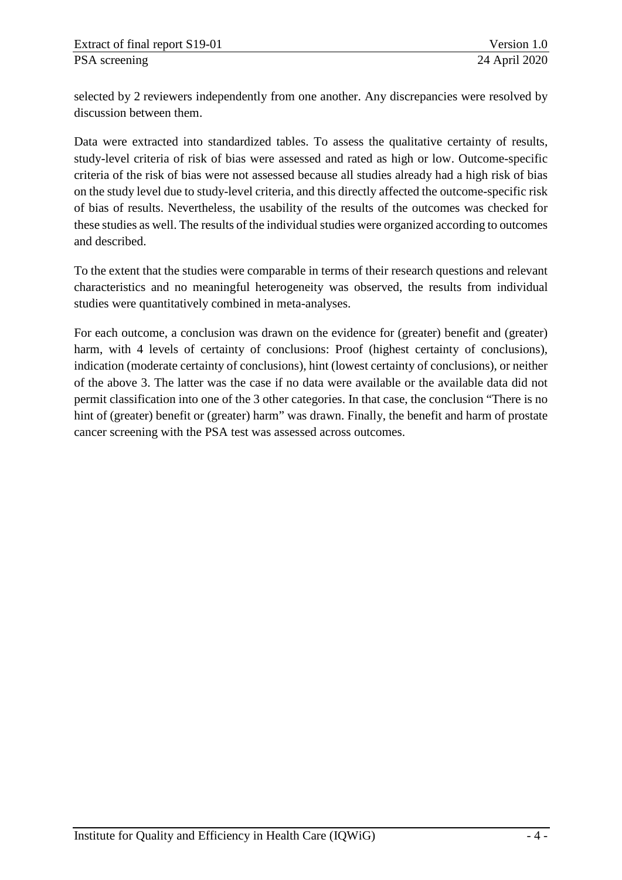selected by 2 reviewers independently from one another. Any discrepancies were resolved by discussion between them.

Data were extracted into standardized tables. To assess the qualitative certainty of results, study-level criteria of risk of bias were assessed and rated as high or low. Outcome-specific criteria of the risk of bias were not assessed because all studies already had a high risk of bias on the study level due to study-level criteria, and this directly affected the outcome-specific risk of bias of results. Nevertheless, the usability of the results of the outcomes was checked for these studies as well. The results of the individual studies were organized according to outcomes and described.

To the extent that the studies were comparable in terms of their research questions and relevant characteristics and no meaningful heterogeneity was observed, the results from individual studies were quantitatively combined in meta-analyses.

For each outcome, a conclusion was drawn on the evidence for (greater) benefit and (greater) harm, with 4 levels of certainty of conclusions: Proof (highest certainty of conclusions), indication (moderate certainty of conclusions), hint (lowest certainty of conclusions), or neither of the above 3. The latter was the case if no data were available or the available data did not permit classification into one of the 3 other categories. In that case, the conclusion "There is no hint of (greater) benefit or (greater) harm" was drawn. Finally, the benefit and harm of prostate cancer screening with the PSA test was assessed across outcomes.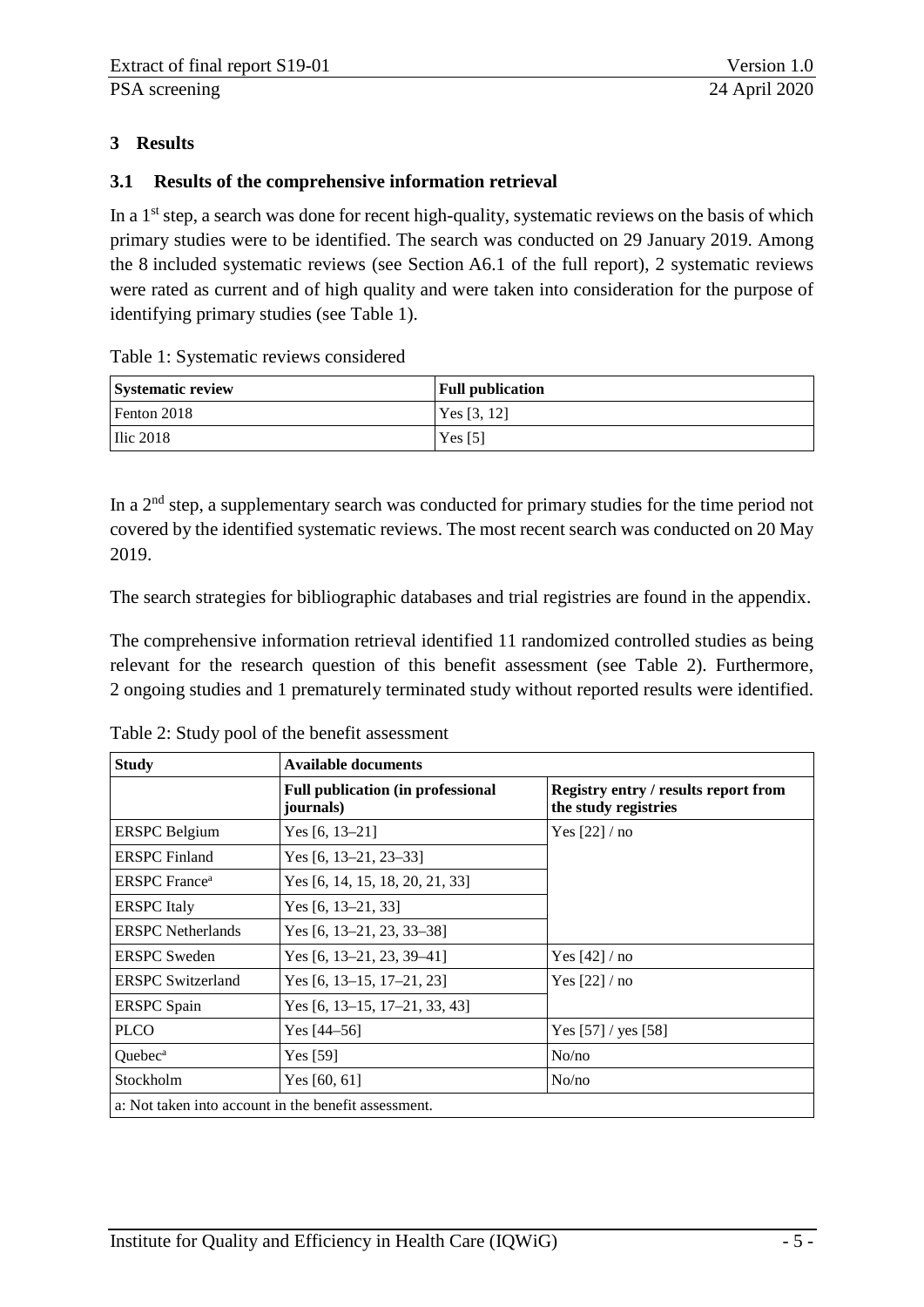## 3 Results

### 3.1 Results of the comprehensive information retrieval

In a 1st step, a search was done for recent high-quality, systematic reviews on the basis of which primary studies were to be identified. The search was conducted on 29 January 2019. Among the 8 included systematic reviews (see Section A6.1 of the full report), 2 systematic reviews were rated as current and of high quality and were taken into consideration for the purpose of identifying primary studies (see Table 1).

Table 1: Systematic reviews considered

| Systematic review | Full publication |
| --- | --- |
| Fenton 2018 | Yes [3, 12] |
| Ilic 2018 | Yes [5] |

In a 2nd step, a supplementary search was conducted for primary studies for the time period not covered by the identified systematic reviews. The most recent search was conducted on 20 May 2019.

The search strategies for bibliographic databases and trial registries are found in the appendix.

The comprehensive information retrieval identified 11 randomized controlled studies as being relevant for the research question of this benefit assessment (see Table 2). Furthermore, 2 ongoing studies and 1 prematurely terminated study without reported results were identified.

Table 2: Study pool of the benefit assessment

| Study | Available documents | |
| --- | --- | --- |
| | Full publication (in professional journals) | Registry entry / results report from the study registries |
| ERSPC Belgium | Yes [6, 13–21] | Yes [22] / no |
| ERSPC Finland | Yes [6, 13–21, 23–33] | |
| ERSPC France[a] | Yes [6, 14, 15, 18, 20, 21, 33] | |
| ERSPC Italy | Yes [6, 13–21, 33] | |
| ERSPC Netherlands | Yes [6, 13–21, 23, 33–38] | |
| ERSPC Sweden | Yes [6, 13–21, 23, 39–41] | Yes [42] / no |
| ERSPC Switzerland | Yes [6, 13–15, 17–21, 23] | Yes [22] / no |
| ERSPC Spain | Yes [6, 13–15, 17–21, 33, 43] | |
| PLCO | Yes [44–56] | Yes [57] / yes [58] |
| Quebec[a] | Yes [59] | No/no |
| Stockholm | Yes [60, 61] | No/no |
| a: Not taken into account in the benefit assessment. | | |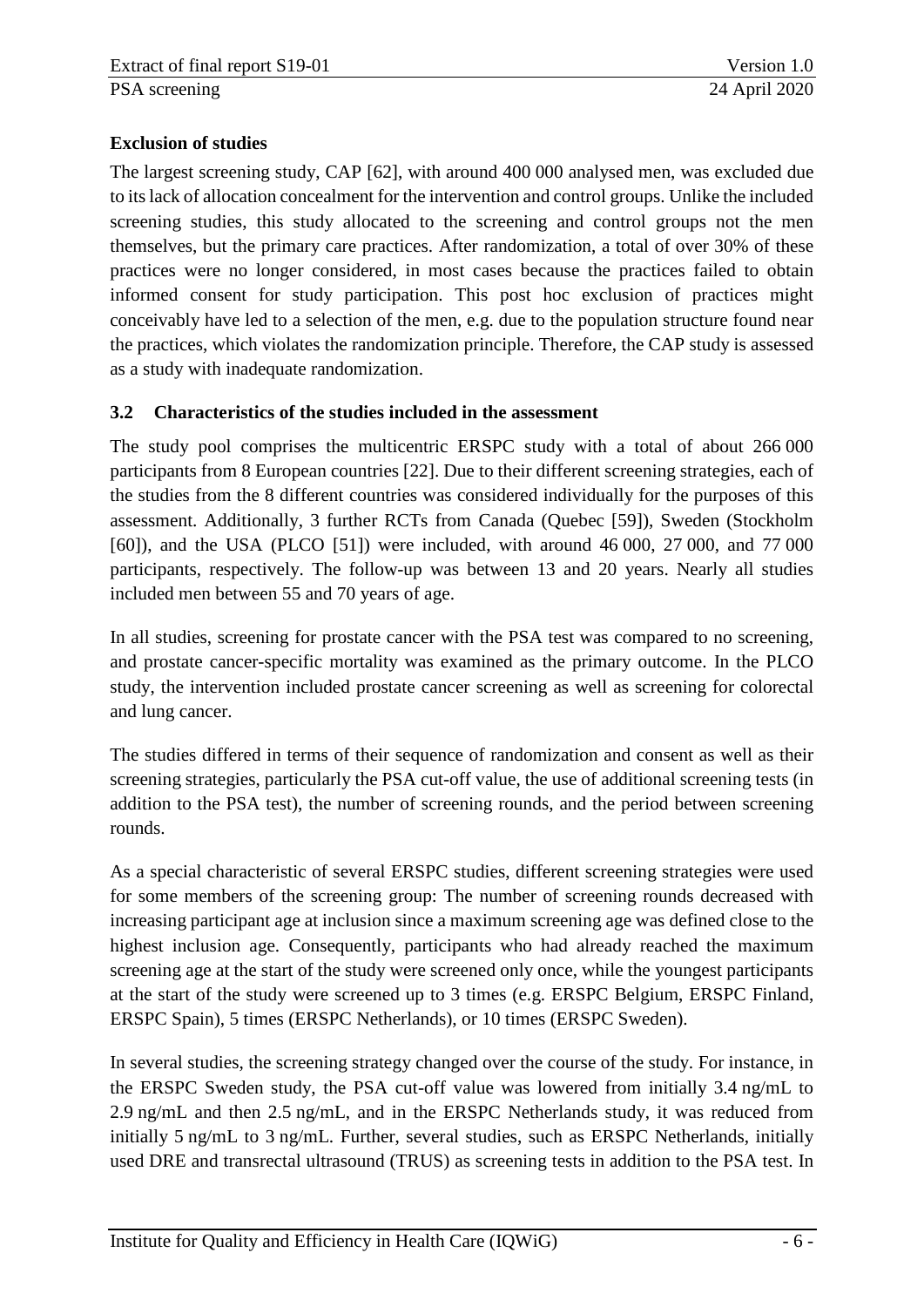**Exclusion of studies**

The largest screening study, CAP [62], with around 400 000 analysed men, was excluded due to its lack of allocation concealment for the intervention and control groups. Unlike the included screening studies, this study allocated to the screening and control groups not the men themselves, but the primary care practices. After randomization, a total of over 30% of these practices were no longer considered, in most cases because the practices failed to obtain informed consent for study participation. This post hoc exclusion of practices might conceivably have led to a selection of the men, e.g. due to the population structure found near the practices, which violates the randomization principle. Therefore, the CAP study is assessed as a study with inadequate randomization.

## 3.2 Characteristics of the studies included in the assessment

The study pool comprises the multicentric ERSPC study with a total of about 266 000 participants from 8 European countries [22]. Due to their different screening strategies, each of the studies from the 8 different countries was considered individually for the purposes of this assessment. Additionally, 3 further RCTs from Canada (Quebec [59]), Sweden (Stockholm [60]), and the USA (PLCO [51]) were included, with around 46 000, 27 000, and 77 000 participants, respectively. The follow-up was between 13 and 20 years. Nearly all studies included men between 55 and 70 years of age.

In all studies, screening for prostate cancer with the PSA test was compared to no screening, and prostate cancer-specific mortality was examined as the primary outcome. In the PLCO study, the intervention included prostate cancer screening as well as screening for colorectal and lung cancer.

The studies differed in terms of their sequence of randomization and consent as well as their screening strategies, particularly the PSA cut-off value, the use of additional screening tests (in addition to the PSA test), the number of screening rounds, and the period between screening rounds.

As a special characteristic of several ERSPC studies, different screening strategies were used for some members of the screening group: The number of screening rounds decreased with increasing participant age at inclusion since a maximum screening age was defined close to the highest inclusion age. Consequently, participants who had already reached the maximum screening age at the start of the study were screened only once, while the youngest participants at the start of the study were screened up to 3 times (e.g. ERSPC Belgium, ERSPC Finland, ERSPC Spain), 5 times (ERSPC Netherlands), or 10 times (ERSPC Sweden).

In several studies, the screening strategy changed over the course of the study. For instance, in the ERSPC Sweden study, the PSA cut-off value was lowered from initially 3.4 ng/mL to 2.9 ng/mL and then 2.5 ng/mL, and in the ERSPC Netherlands study, it was reduced from initially 5 ng/mL to 3 ng/mL. Further, several studies, such as ERSPC Netherlands, initially used DRE and transrectal ultrasound (TRUS) as screening tests in addition to the PSA test. In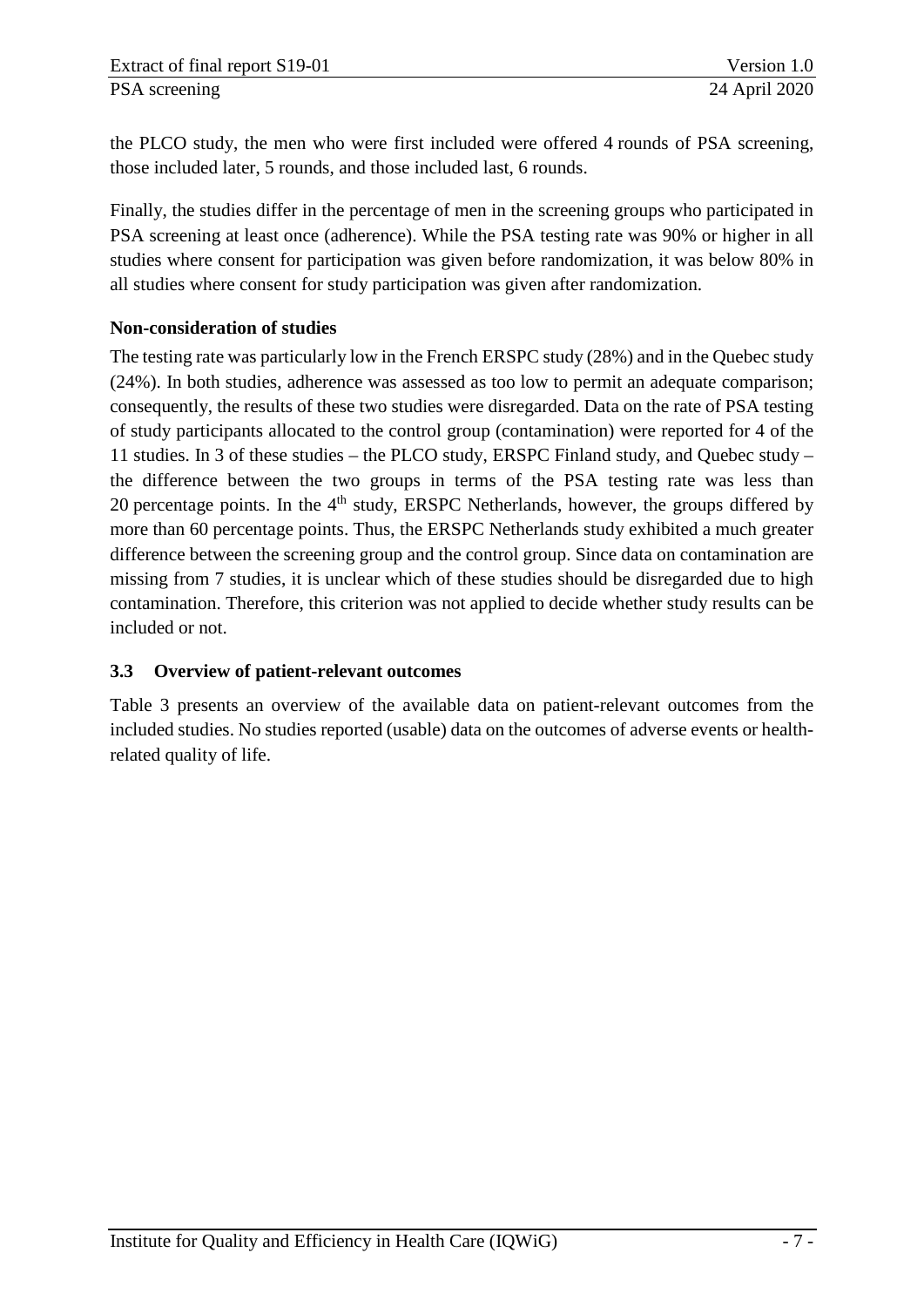the PLCO study, the men who were first included were offered 4 rounds of PSA screening, those included later, 5 rounds, and those included last, 6 rounds.

Finally, the studies differ in the percentage of men in the screening groups who participated in PSA screening at least once (adherence). While the PSA testing rate was 90% or higher in all studies where consent for participation was given before randomization, it was below 80% in all studies where consent for study participation was given after randomization.

**Non-consideration of studies**

The testing rate was particularly low in the French ERSPC study (28%) and in the Quebec study (24%). In both studies, adherence was assessed as too low to permit an adequate comparison; consequently, the results of these two studies were disregarded. Data on the rate of PSA testing of study participants allocated to the control group (contamination) were reported for 4 of the 11 studies. In 3 of these studies – the PLCO study, ERSPC Finland study, and Quebec study – the difference between the two groups in terms of the PSA testing rate was less than 20 percentage points. In the 4th study, ERSPC Netherlands, however, the groups differed by more than 60 percentage points. Thus, the ERSPC Netherlands study exhibited a much greater difference between the screening group and the control group. Since data on contamination are missing from 7 studies, it is unclear which of these studies should be disregarded due to high contamination. Therefore, this criterion was not applied to decide whether study results can be included or not.

### 3.3 Overview of patient-relevant outcomes

Table 3 presents an overview of the available data on patient-relevant outcomes from the included studies. No studies reported (usable) data on the outcomes of adverse events or health-related quality of life.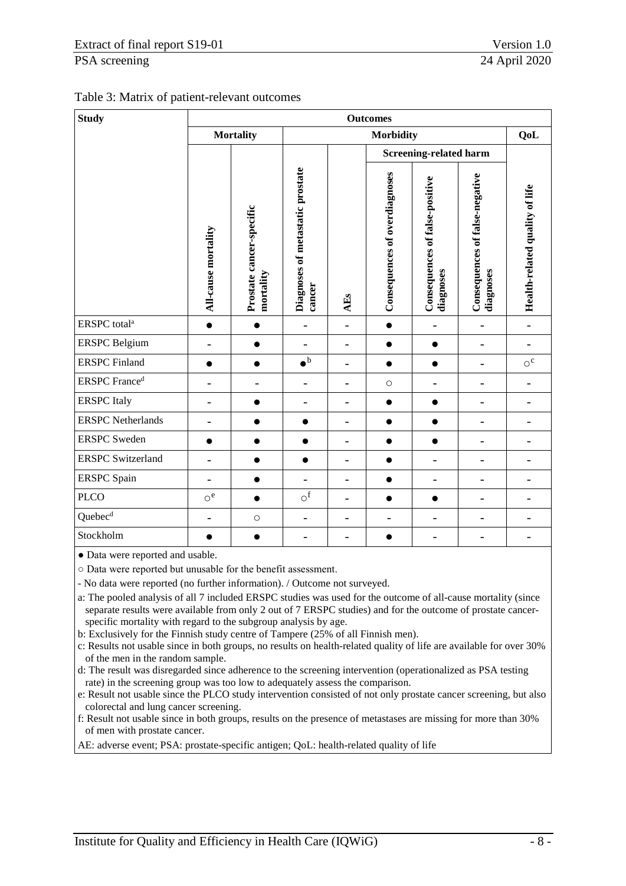Table 3: Matrix of patient-relevant outcomes

| Study | Outcomes | | | | | | | |
|---|---|---|---|---|---|---|---|---|
| | Mortality | | Morbidity | | | | | QoL |
| | | | | | Screening-related harm | | | |
| | All-cause mortality | Prostate cancer-specific mortality | Diagnoses of metastatic prostate cancer | AEs | Consequences of overdiagnoses | Consequences of false-positive diagnoses | Consequences of false-negative diagnoses | Health-related quality of life |
| ERSPC total[a] | ● | ● | - | - | ● | - | - | - |
| ERSPC Belgium | - | ● | - | - | ● | ● | - | - |
| ERSPC Finland | ● | ● | ●[b] | - | ● | ● | - | ○[c] |
| ERSPC France[d] | - | - | - | - | ○ | - | - | - |
| ERSPC Italy | - | ● | - | - | ● | ● | - | - |
| ERSPC Netherlands | - | ● | ● | - | ● | ● | - | - |
| ERSPC Sweden | ● | ● | ● | - | ● | ● | - | - |
| ERSPC Switzerland | - | ● | ● | - | ● | - | - | - |
| ERSPC Spain | - | ● | - | - | ● | - | - | - |
| PLCO | ○[e] | ● | ○[f] | - | ● | ● | - | - |
| Quebec[d] | - | ○ | - | - | - | - | - | - |
| Stockholm | ● | ● | - | - | ● | - | - | - |

● Data were reported and usable.

○ Data were reported but unusable for the benefit assessment.

- No data were reported (no further information). / Outcome not surveyed.

a: The pooled analysis of all 7 included ERSPC studies was used for the outcome of all-cause mortality (since separate results were available from only 2 out of 7 ERSPC studies) and for the outcome of prostate cancer-specific mortality with regard to the subgroup analysis by age.

b: Exclusively for the Finnish study centre of Tampere (25% of all Finnish men).

c: Results not usable since in both groups, no results on health-related quality of life are available for over 30% of the men in the random sample.

d: The result was disregarded since adherence to the screening intervention (operationalized as PSA testing rate) in the screening group was too low to adequately assess the comparison.

e: Result not usable since the PLCO study intervention consisted of not only prostate cancer screening, but also colorectal and lung cancer screening.

f: Result not usable since in both groups, results on the presence of metastases are missing for more than 30% of men with prostate cancer.

AE: adverse event; PSA: prostate-specific antigen; QoL: health-related quality of life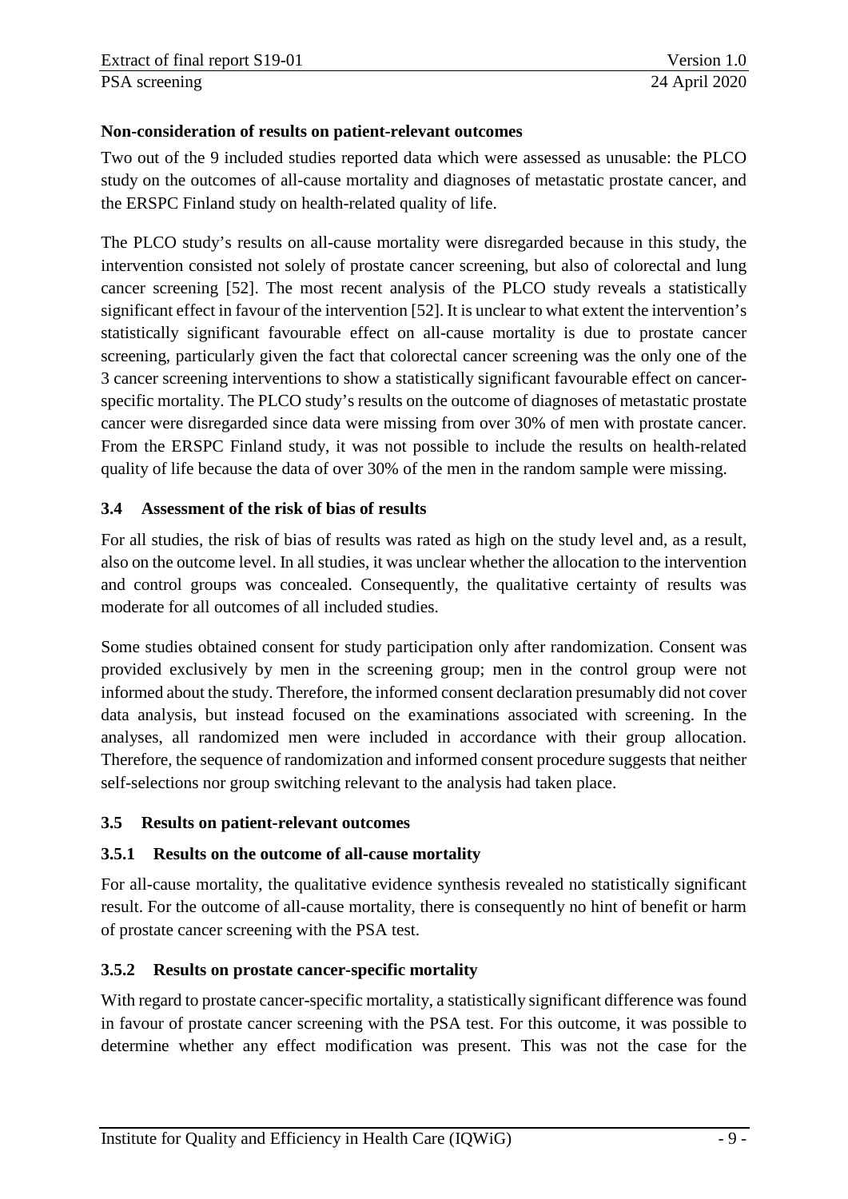**Non-consideration of results on patient-relevant outcomes**

Two out of the 9 included studies reported data which were assessed as unusable: the PLCO study on the outcomes of all-cause mortality and diagnoses of metastatic prostate cancer, and the ERSPC Finland study on health-related quality of life.

The PLCO study's results on all-cause mortality were disregarded because in this study, the intervention consisted not solely of prostate cancer screening, but also of colorectal and lung cancer screening [52]. The most recent analysis of the PLCO study reveals a statistically significant effect in favour of the intervention [52]. It is unclear to what extent the intervention's statistically significant favourable effect on all-cause mortality is due to prostate cancer screening, particularly given the fact that colorectal cancer screening was the only one of the 3 cancer screening interventions to show a statistically significant favourable effect on cancer-specific mortality. The PLCO study's results on the outcome of diagnoses of metastatic prostate cancer were disregarded since data were missing from over 30% of men with prostate cancer. From the ERSPC Finland study, it was not possible to include the results on health-related quality of life because the data of over 30% of the men in the random sample were missing.

## 3.4 Assessment of the risk of bias of results

For all studies, the risk of bias of results was rated as high on the study level and, as a result, also on the outcome level. In all studies, it was unclear whether the allocation to the intervention and control groups was concealed. Consequently, the qualitative certainty of results was moderate for all outcomes of all included studies.

Some studies obtained consent for study participation only after randomization. Consent was provided exclusively by men in the screening group; men in the control group were not informed about the study. Therefore, the informed consent declaration presumably did not cover data analysis, but instead focused on the examinations associated with screening. In the analyses, all randomized men were included in accordance with their group allocation. Therefore, the sequence of randomization and informed consent procedure suggests that neither self-selections nor group switching relevant to the analysis had taken place.

## 3.5 Results on patient-relevant outcomes

### 3.5.1 Results on the outcome of all-cause mortality

For all-cause mortality, the qualitative evidence synthesis revealed no statistically significant result. For the outcome of all-cause mortality, there is consequently no hint of benefit or harm of prostate cancer screening with the PSA test.

### 3.5.2 Results on prostate cancer-specific mortality

With regard to prostate cancer-specific mortality, a statistically significant difference was found in favour of prostate cancer screening with the PSA test. For this outcome, it was possible to determine whether any effect modification was present. This was not the case for the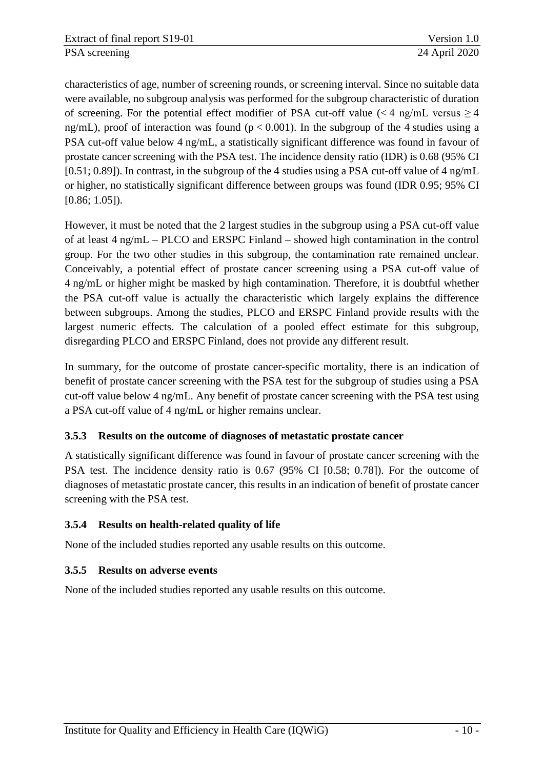characteristics of age, number of screening rounds, or screening interval. Since no suitable data were available, no subgroup analysis was performed for the subgroup characteristic of duration of screening. For the potential effect modifier of PSA cut-off value (< 4 ng/mL versus ≥ 4 ng/mL), proof of interaction was found ($p < 0.001$). In the subgroup of the 4 studies using a PSA cut-off value below 4 ng/mL, a statistically significant difference was found in favour of prostate cancer screening with the PSA test. The incidence density ratio (IDR) is 0.68 (95% CI [0.51; 0.89]). In contrast, in the subgroup of the 4 studies using a PSA cut-off value of 4 ng/mL or higher, no statistically significant difference between groups was found (IDR 0.95; 95% CI [0.86; 1.05]).

However, it must be noted that the 2 largest studies in the subgroup using a PSA cut-off value of at least 4 ng/mL – PLCO and ERSPC Finland – showed high contamination in the control group. For the two other studies in this subgroup, the contamination rate remained unclear. Conceivably, a potential effect of prostate cancer screening using a PSA cut-off value of 4 ng/mL or higher might be masked by high contamination. Therefore, it is doubtful whether the PSA cut-off value is actually the characteristic which largely explains the difference between subgroups. Among the studies, PLCO and ERSPC Finland provide results with the largest numeric effects. The calculation of a pooled effect estimate for this subgroup, disregarding PLCO and ERSPC Finland, does not provide any different result.

In summary, for the outcome of prostate cancer-specific mortality, there is an indication of benefit of prostate cancer screening with the PSA test for the subgroup of studies using a PSA cut-off value below 4 ng/mL. Any benefit of prostate cancer screening with the PSA test using a PSA cut-off value of 4 ng/mL or higher remains unclear.

### 3.5.3 Results on the outcome of diagnoses of metastatic prostate cancer

A statistically significant difference was found in favour of prostate cancer screening with the PSA test. The incidence density ratio is 0.67 (95% CI [0.58; 0.78]). For the outcome of diagnoses of metastatic prostate cancer, this results in an indication of benefit of prostate cancer screening with the PSA test.

### 3.5.4 Results on health-related quality of life

None of the included studies reported any usable results on this outcome.

### 3.5.5 Results on adverse events

None of the included studies reported any usable results on this outcome.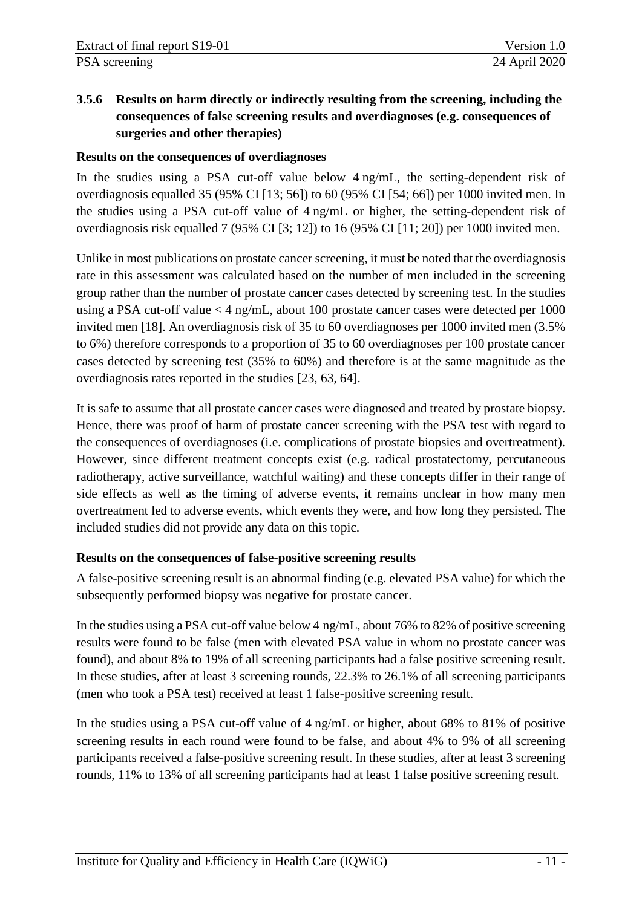### 3.5.6 Results on harm directly or indirectly resulting from the screening, including the consequences of false screening results and overdiagnoses (e.g. consequences of surgeries and other therapies)

**Results on the consequences of overdiagnoses**

In the studies using a PSA cut-off value below 4 ng/mL, the setting-dependent risk of overdiagnosis equalled 35 (95% CI [13; 56]) to 60 (95% CI [54; 66]) per 1000 invited men. In the studies using a PSA cut-off value of 4 ng/mL or higher, the setting-dependent risk of overdiagnosis risk equalled 7 (95% CI [3; 12]) to 16 (95% CI [11; 20]) per 1000 invited men.

Unlike in most publications on prostate cancer screening, it must be noted that the overdiagnosis rate in this assessment was calculated based on the number of men included in the screening group rather than the number of prostate cancer cases detected by screening test. In the studies using a PSA cut-off value < 4 ng/mL, about 100 prostate cancer cases were detected per 1000 invited men [18]. An overdiagnosis risk of 35 to 60 overdiagnoses per 1000 invited men (3.5% to 6%) therefore corresponds to a proportion of 35 to 60 overdiagnoses per 100 prostate cancer cases detected by screening test (35% to 60%) and therefore is at the same magnitude as the overdiagnosis rates reported in the studies [23, 63, 64].

It is safe to assume that all prostate cancer cases were diagnosed and treated by prostate biopsy. Hence, there was proof of harm of prostate cancer screening with the PSA test with regard to the consequences of overdiagnoses (i.e. complications of prostate biopsies and overtreatment). However, since different treatment concepts exist (e.g. radical prostatectomy, percutaneous radiotherapy, active surveillance, watchful waiting) and these concepts differ in their range of side effects as well as the timing of adverse events, it remains unclear in how many men overtreatment led to adverse events, which events they were, and how long they persisted. The included studies did not provide any data on this topic.

**Results on the consequences of false-positive screening results**

A false-positive screening result is an abnormal finding (e.g. elevated PSA value) for which the subsequently performed biopsy was negative for prostate cancer.

In the studies using a PSA cut-off value below 4 ng/mL, about 76% to 82% of positive screening results were found to be false (men with elevated PSA value in whom no prostate cancer was found), and about 8% to 19% of all screening participants had a false positive screening result. In these studies, after at least 3 screening rounds, 22.3% to 26.1% of all screening participants (men who took a PSA test) received at least 1 false-positive screening result.

In the studies using a PSA cut-off value of 4 ng/mL or higher, about 68% to 81% of positive screening results in each round were found to be false, and about 4% to 9% of all screening participants received a false-positive screening result. In these studies, after at least 3 screening rounds, 11% to 13% of all screening participants had at least 1 false positive screening result.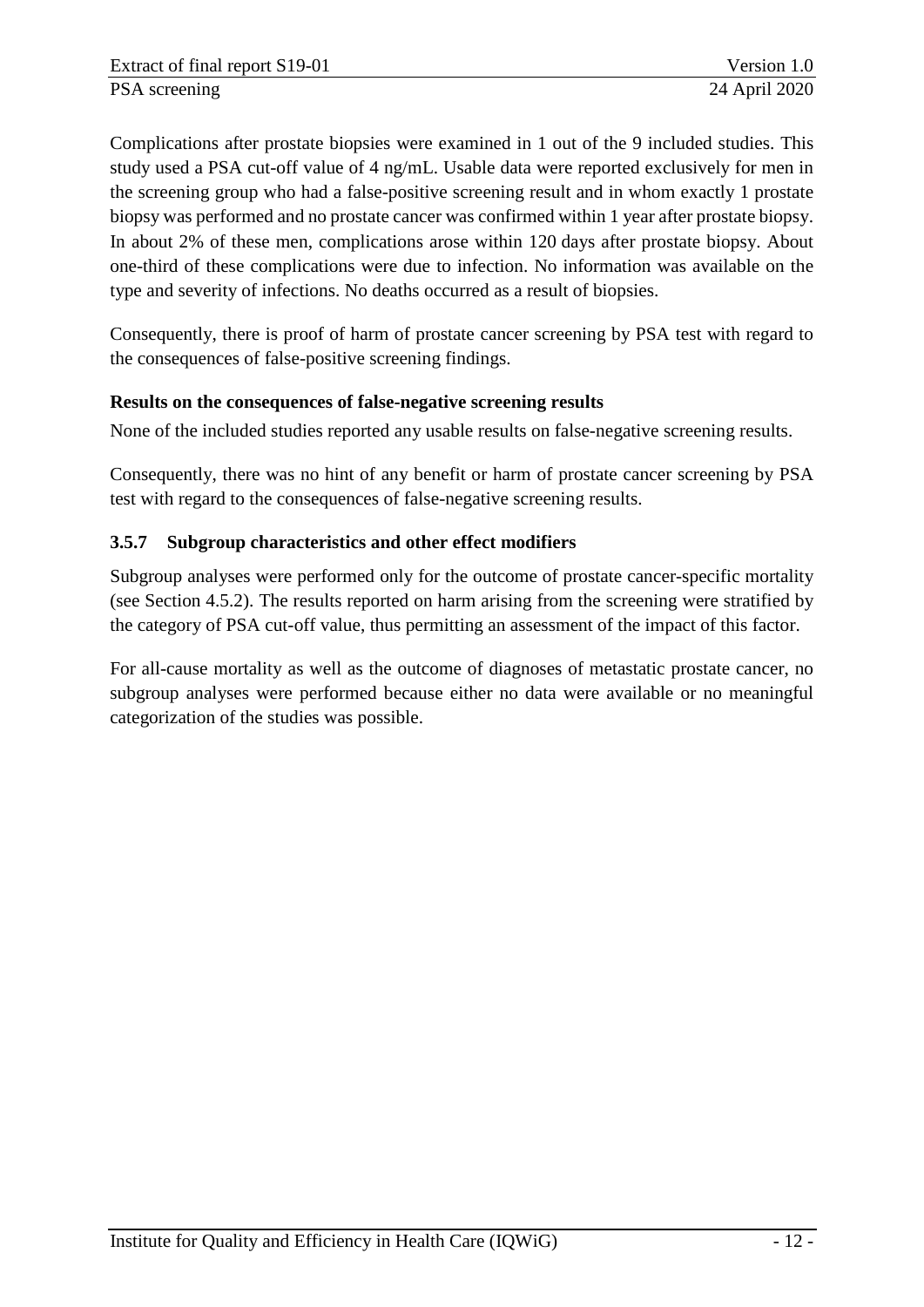Complications after prostate biopsies were examined in 1 out of the 9 included studies. This study used a PSA cut-off value of 4 ng/mL. Usable data were reported exclusively for men in the screening group who had a false-positive screening result and in whom exactly 1 prostate biopsy was performed and no prostate cancer was confirmed within 1 year after prostate biopsy. In about 2% of these men, complications arose within 120 days after prostate biopsy. About one-third of these complications were due to infection. No information was available on the type and severity of infections. No deaths occurred as a result of biopsies.

Consequently, there is proof of harm of prostate cancer screening by PSA test with regard to the consequences of false-positive screening findings.

**Results on the consequences of false-negative screening results**

None of the included studies reported any usable results on false-negative screening results.

Consequently, there was no hint of any benefit or harm of prostate cancer screening by PSA test with regard to the consequences of false-negative screening results.

### 3.5.7 Subgroup characteristics and other effect modifiers

Subgroup analyses were performed only for the outcome of prostate cancer-specific mortality (see Section 4.5.2). The results reported on harm arising from the screening were stratified by the category of PSA cut-off value, thus permitting an assessment of the impact of this factor.

For all-cause mortality as well as the outcome of diagnoses of metastatic prostate cancer, no subgroup analyses were performed because either no data were available or no meaningful categorization of the studies was possible.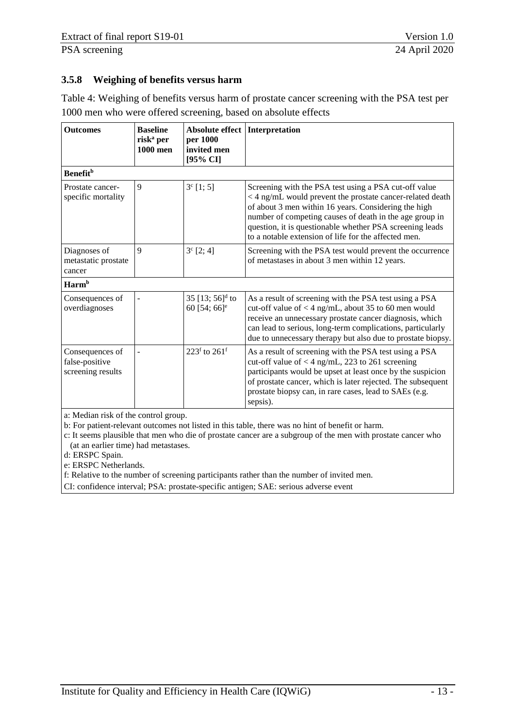### 3.5.8 Weighing of benefits versus harm

Table 4: Weighing of benefits versus harm of prostate cancer screening with the PSA test per 1000 men who were offered screening, based on absolute effects

| Outcomes | Baseline risk[a] per 1000 men | Absolute effect per 1000 invited men [95% CI] | Interpretation |
|---|---|---|---|
| **Benefit[b]** | | | |
| Prostate cancer-specific mortality | 9 | 3[c] [1; 5] | Screening with the PSA test using a PSA cut-off value < 4 ng/mL would prevent the prostate cancer-related death of about 3 men within 16 years. Considering the high number of competing causes of death in the age group in question, it is questionable whether PSA screening leads to a notable extension of life for the affected men. |
| Diagnoses of metastatic prostate cancer | 9 | 3[c] [2; 4] | Screening with the PSA test would prevent the occurrence of metastases in about 3 men within 12 years. |
| **Harm[b]** | | | |
| Consequences of overdiagnoses | - | 35 [13; 56][d] to 60 [54; 66][e] | As a result of screening with the PSA test using a PSA cut-off value of < 4 ng/mL, about 35 to 60 men would receive an unnecessary prostate cancer diagnosis, which can lead to serious, long-term complications, particularly due to unnecessary therapy but also due to prostate biopsy. |
| Consequences of false-positive screening results | - | 223[f] to 261[f] | As a result of screening with the PSA test using a PSA cut-off value of < 4 ng/mL, 223 to 261 screening participants would be upset at least once by the suspicion of prostate cancer, which is later rejected. The subsequent prostate biopsy can, in rare cases, lead to SAEs (e.g. sepsis). |

a: Median risk of the control group.
b: For patient-relevant outcomes not listed in this table, there was no hint of benefit or harm.
c: It seems plausible that men who die of prostate cancer are a subgroup of the men with prostate cancer who (at an earlier time) had metastases.
d: ERSPC Spain.
e: ERSPC Netherlands.
f: Relative to the number of screening participants rather than the number of invited men.
CI: confidence interval; PSA: prostate-specific antigen; SAE: serious adverse event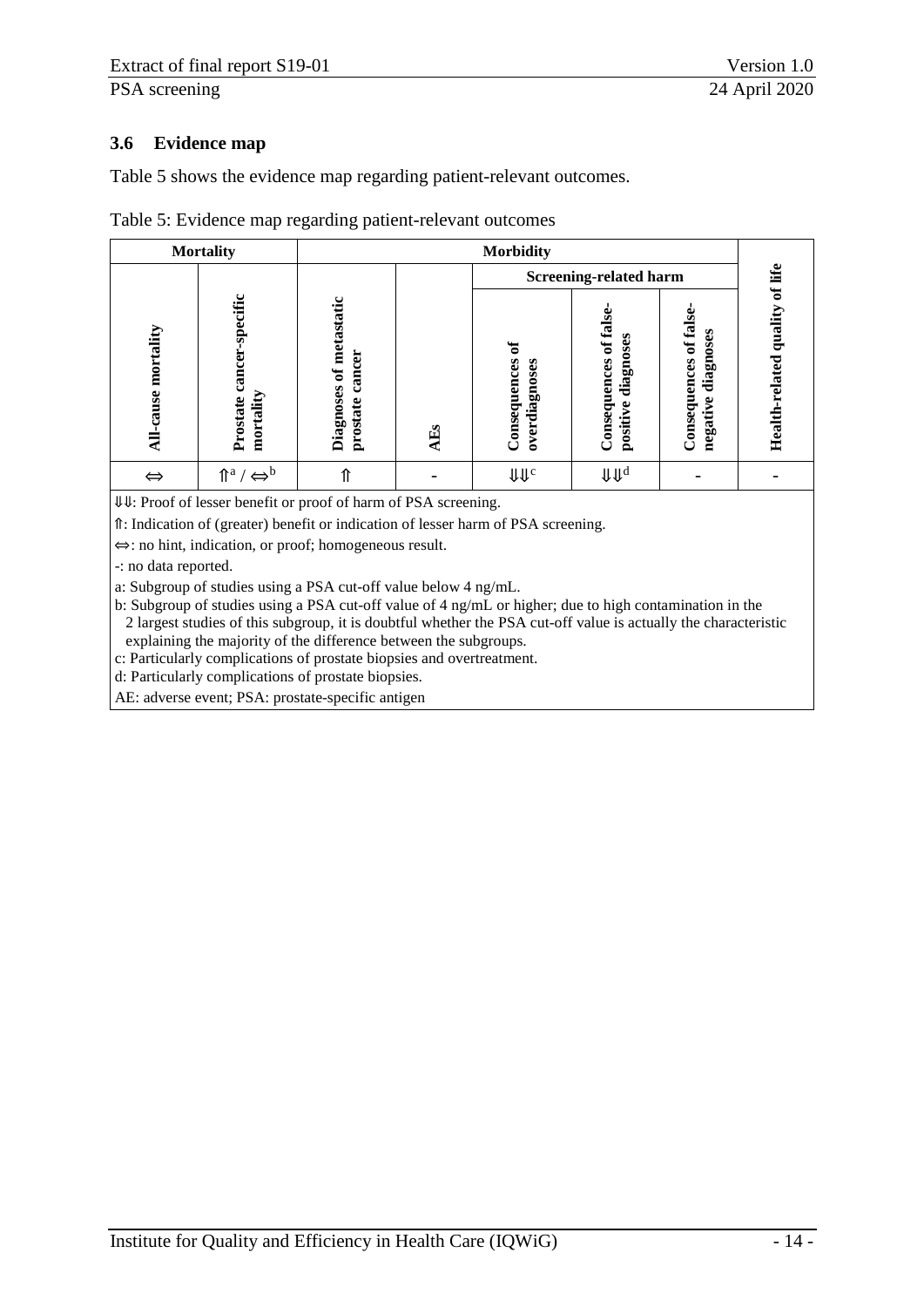## 3.6 Evidence map

Table 5 shows the evidence map regarding patient-relevant outcomes.

Table 5: Evidence map regarding patient-relevant outcomes

| Mortality | | Morbidity | | | | | |
|---|---|---|---|---|---|---|---|
| | | | | Screening-related harm | | | |
| All-cause mortality | Prostate cancer-specific mortality | Diagnoses of metastatic prostate cancer | AEs | Consequences of overdiagnoses | Consequences of false-positive diagnoses | Consequences of false-negative diagnoses | Health-related quality of life |
| ⇔ | ⇑[a] / ⇔[b] | ⇑ | - | ⇓⇓[c] | ⇓⇓[d] | - | - |

⇓⇓: Proof of lesser benefit or proof of harm of PSA screening.

⇑: Indication of (greater) benefit or indication of lesser harm of PSA screening.

⇔: no hint, indication, or proof; homogeneous result.

-: no data reported.

a: Subgroup of studies using a PSA cut-off value below 4 ng/mL.

b: Subgroup of studies using a PSA cut-off value of 4 ng/mL or higher; due to high contamination in the 2 largest studies of this subgroup, it is doubtful whether the PSA cut-off value is actually the characteristic explaining the majority of the difference between the subgroups.

c: Particularly complications of prostate biopsies and overtreatment.

d: Particularly complications of prostate biopsies.

AE: adverse event; PSA: prostate-specific antigen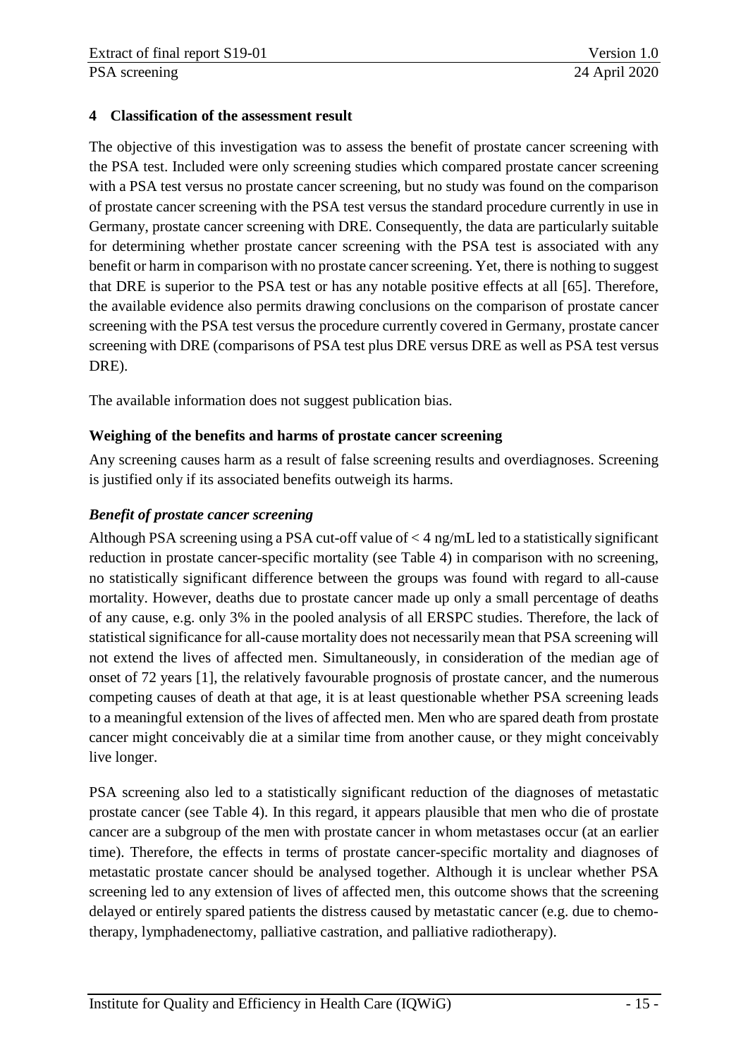## 4 Classification of the assessment result

The objective of this investigation was to assess the benefit of prostate cancer screening with the PSA test. Included were only screening studies which compared prostate cancer screening with a PSA test versus no prostate cancer screening, but no study was found on the comparison of prostate cancer screening with the PSA test versus the standard procedure currently in use in Germany, prostate cancer screening with DRE. Consequently, the data are particularly suitable for determining whether prostate cancer screening with the PSA test is associated with any benefit or harm in comparison with no prostate cancer screening. Yet, there is nothing to suggest that DRE is superior to the PSA test or has any notable positive effects at all [65]. Therefore, the available evidence also permits drawing conclusions on the comparison of prostate cancer screening with the PSA test versus the procedure currently covered in Germany, prostate cancer screening with DRE (comparisons of PSA test plus DRE versus DRE as well as PSA test versus DRE).

The available information does not suggest publication bias.

### Weighing of the benefits and harms of prostate cancer screening

Any screening causes harm as a result of false screening results and overdiagnoses. Screening is justified only if its associated benefits outweigh its harms.

#### *Benefit of prostate cancer screening*

Although PSA screening using a PSA cut-off value of < 4 ng/mL led to a statistically significant reduction in prostate cancer-specific mortality (see Table 4) in comparison with no screening, no statistically significant difference between the groups was found with regard to all-cause mortality. However, deaths due to prostate cancer made up only a small percentage of deaths of any cause, e.g. only 3% in the pooled analysis of all ERSPC studies. Therefore, the lack of statistical significance for all-cause mortality does not necessarily mean that PSA screening will not extend the lives of affected men. Simultaneously, in consideration of the median age of onset of 72 years [1], the relatively favourable prognosis of prostate cancer, and the numerous competing causes of death at that age, it is at least questionable whether PSA screening leads to a meaningful extension of the lives of affected men. Men who are spared death from prostate cancer might conceivably die at a similar time from another cause, or they might conceivably live longer.

PSA screening also led to a statistically significant reduction of the diagnoses of metastatic prostate cancer (see Table 4). In this regard, it appears plausible that men who die of prostate cancer are a subgroup of the men with prostate cancer in whom metastases occur (at an earlier time). Therefore, the effects in terms of prostate cancer-specific mortality and diagnoses of metastatic prostate cancer should be analysed together. Although it is unclear whether PSA screening led to any extension of lives of affected men, this outcome shows that the screening delayed or entirely spared patients the distress caused by metastatic cancer (e.g. due to chemotherapy, lymphadenectomy, palliative castration, and palliative radiotherapy).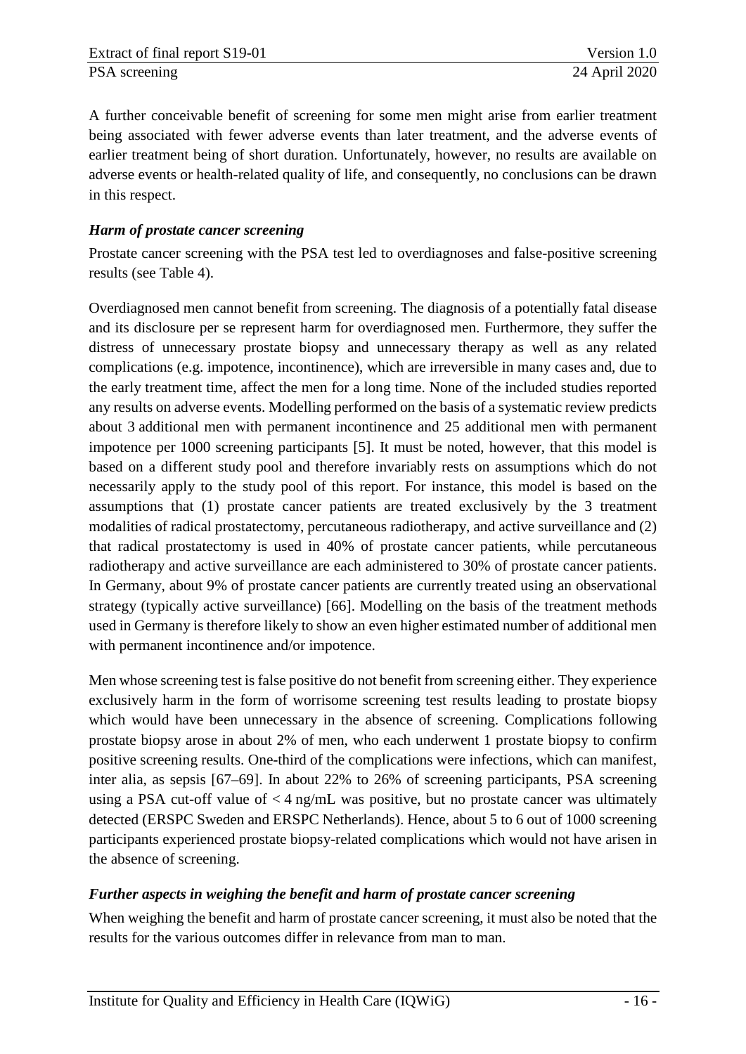A further conceivable benefit of screening for some men might arise from earlier treatment being associated with fewer adverse events than later treatment, and the adverse events of earlier treatment being of short duration. Unfortunately, however, no results are available on adverse events or health-related quality of life, and consequently, no conclusions can be drawn in this respect.

### *Harm of prostate cancer screening*

Prostate cancer screening with the PSA test led to overdiagnoses and false-positive screening results (see Table 4).

Overdiagnosed men cannot benefit from screening. The diagnosis of a potentially fatal disease and its disclosure per se represent harm for overdiagnosed men. Furthermore, they suffer the distress of unnecessary prostate biopsy and unnecessary therapy as well as any related complications (e.g. impotence, incontinence), which are irreversible in many cases and, due to the early treatment time, affect the men for a long time. None of the included studies reported any results on adverse events. Modelling performed on the basis of a systematic review predicts about 3 additional men with permanent incontinence and 25 additional men with permanent impotence per 1000 screening participants [5]. It must be noted, however, that this model is based on a different study pool and therefore invariably rests on assumptions which do not necessarily apply to the study pool of this report. For instance, this model is based on the assumptions that (1) prostate cancer patients are treated exclusively by the 3 treatment modalities of radical prostatectomy, percutaneous radiotherapy, and active surveillance and (2) that radical prostatectomy is used in 40% of prostate cancer patients, while percutaneous radiotherapy and active surveillance are each administered to 30% of prostate cancer patients. In Germany, about 9% of prostate cancer patients are currently treated using an observational strategy (typically active surveillance) [66]. Modelling on the basis of the treatment methods used in Germany is therefore likely to show an even higher estimated number of additional men with permanent incontinence and/or impotence.

Men whose screening test is false positive do not benefit from screening either. They experience exclusively harm in the form of worrisome screening test results leading to prostate biopsy which would have been unnecessary in the absence of screening. Complications following prostate biopsy arose in about 2% of men, who each underwent 1 prostate biopsy to confirm positive screening results. One-third of the complications were infections, which can manifest, inter alia, as sepsis [67–69]. In about 22% to 26% of screening participants, PSA screening using a PSA cut-off value of $< 4$ ng/mL was positive, but no prostate cancer was ultimately detected (ERSPC Sweden and ERSPC Netherlands). Hence, about 5 to 6 out of 1000 screening participants experienced prostate biopsy-related complications which would not have arisen in the absence of screening.

### *Further aspects in weighing the benefit and harm of prostate cancer screening*

When weighing the benefit and harm of prostate cancer screening, it must also be noted that the results for the various outcomes differ in relevance from man to man.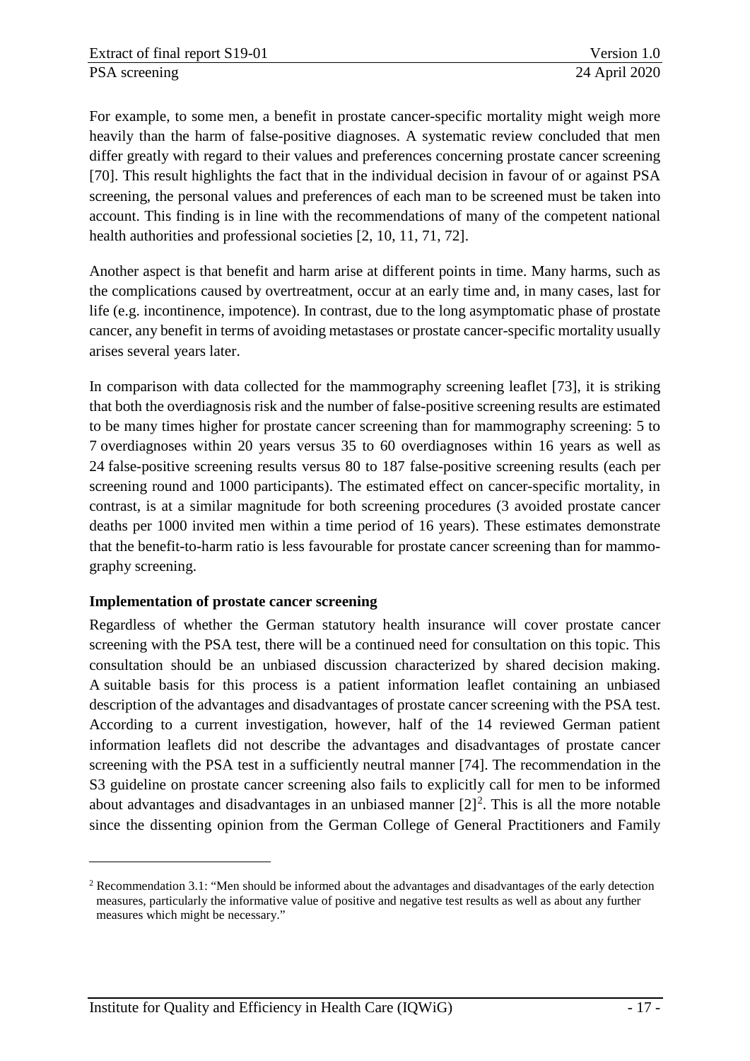For example, to some men, a benefit in prostate cancer-specific mortality might weigh more heavily than the harm of false-positive diagnoses. A systematic review concluded that men differ greatly with regard to their values and preferences concerning prostate cancer screening [70]. This result highlights the fact that in the individual decision in favour of or against PSA screening, the personal values and preferences of each man to be screened must be taken into account. This finding is in line with the recommendations of many of the competent national health authorities and professional societies [2, 10, 11, 71, 72].

Another aspect is that benefit and harm arise at different points in time. Many harms, such as the complications caused by overtreatment, occur at an early time and, in many cases, last for life (e.g. incontinence, impotence). In contrast, due to the long asymptomatic phase of prostate cancer, any benefit in terms of avoiding metastases or prostate cancer-specific mortality usually arises several years later.

In comparison with data collected for the mammography screening leaflet [73], it is striking that both the overdiagnosis risk and the number of false-positive screening results are estimated to be many times higher for prostate cancer screening than for mammography screening: 5 to 7 overdiagnoses within 20 years versus 35 to 60 overdiagnoses within 16 years as well as 24 false-positive screening results versus 80 to 187 false-positive screening results (each per screening round and 1000 participants). The estimated effect on cancer-specific mortality, in contrast, is at a similar magnitude for both screening procedures (3 avoided prostate cancer deaths per 1000 invited men within a time period of 16 years). These estimates demonstrate that the benefit-to-harm ratio is less favourable for prostate cancer screening than for mammography screening.

**Implementation of prostate cancer screening**

Regardless of whether the German statutory health insurance will cover prostate cancer screening with the PSA test, there will be a continued need for consultation on this topic. This consultation should be an unbiased discussion characterized by shared decision making. A suitable basis for this process is a patient information leaflet containing an unbiased description of the advantages and disadvantages of prostate cancer screening with the PSA test. According to a current investigation, however, half of the 14 reviewed German patient information leaflets did not describe the advantages and disadvantages of prostate cancer screening with the PSA test in a sufficiently neutral manner [74]. The recommendation in the S3 guideline on prostate cancer screening also fails to explicitly call for men to be informed about advantages and disadvantages in an unbiased manner [2][2]. This is all the more notable since the dissenting opinion from the German College of General Practitioners and Family

[2] Recommendation 3.1: "Men should be informed about the advantages and disadvantages of the early detection measures, particularly the informative value of positive and negative test results as well as about any further measures which might be necessary."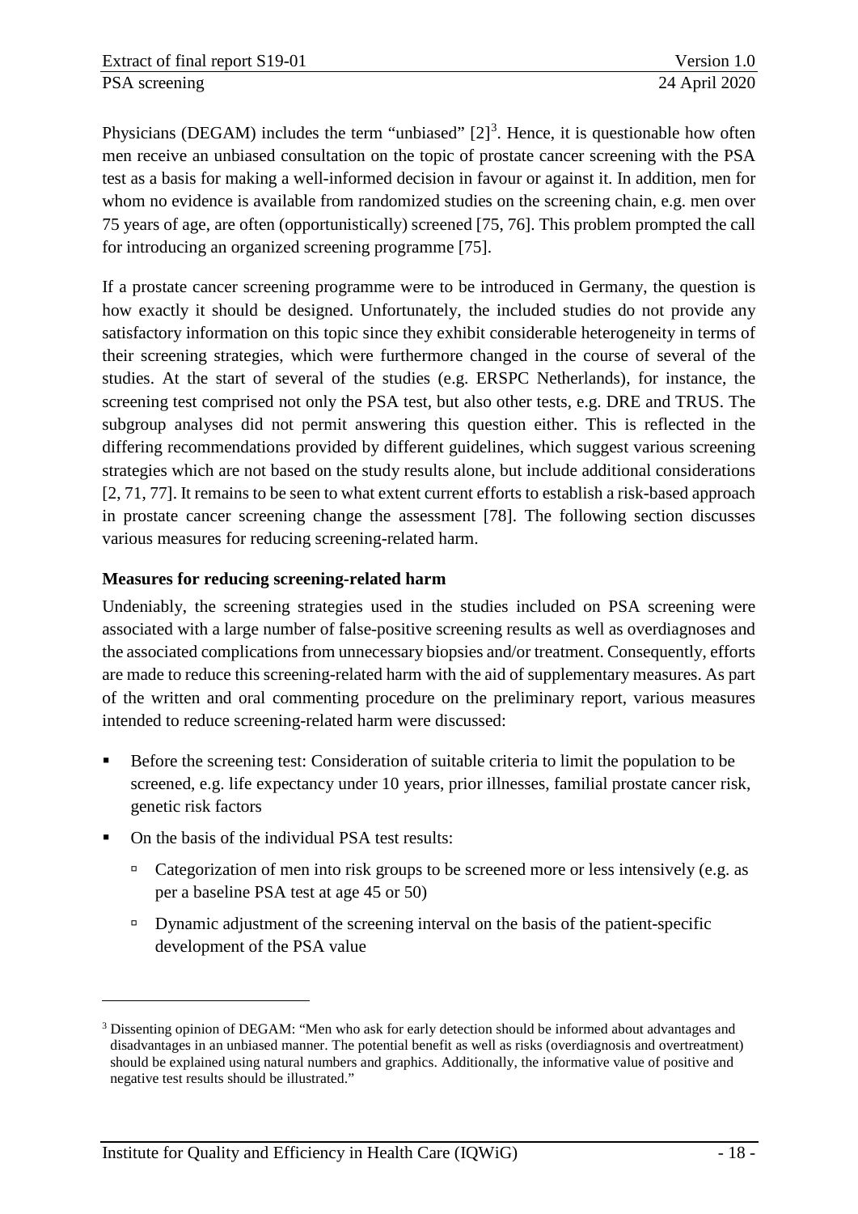Physicians (DEGAM) includes the term "unbiased" [2][3]. Hence, it is questionable how often men receive an unbiased consultation on the topic of prostate cancer screening with the PSA test as a basis for making a well-informed decision in favour or against it. In addition, men for whom no evidence is available from randomized studies on the screening chain, e.g. men over 75 years of age, are often (opportunistically) screened [75, 76]. This problem prompted the call for introducing an organized screening programme [75].

If a prostate cancer screening programme were to be introduced in Germany, the question is how exactly it should be designed. Unfortunately, the included studies do not provide any satisfactory information on this topic since they exhibit considerable heterogeneity in terms of their screening strategies, which were furthermore changed in the course of several of the studies. At the start of several of the studies (e.g. ERSPC Netherlands), for instance, the screening test comprised not only the PSA test, but also other tests, e.g. DRE and TRUS. The subgroup analyses did not permit answering this question either. This is reflected in the differing recommendations provided by different guidelines, which suggest various screening strategies which are not based on the study results alone, but include additional considerations [2, 71, 77]. It remains to be seen to what extent current efforts to establish a risk-based approach in prostate cancer screening change the assessment [78]. The following section discusses various measures for reducing screening-related harm.

**Measures for reducing screening-related harm**

Undeniably, the screening strategies used in the studies included on PSA screening were associated with a large number of false-positive screening results as well as overdiagnoses and the associated complications from unnecessary biopsies and/or treatment. Consequently, efforts are made to reduce this screening-related harm with the aid of supplementary measures. As part of the written and oral commenting procedure on the preliminary report, various measures intended to reduce screening-related harm were discussed:

- Before the screening test: Consideration of suitable criteria to limit the population to be screened, e.g. life expectancy under 10 years, prior illnesses, familial prostate cancer risk, genetic risk factors
- On the basis of the individual PSA test results:
  - Categorization of men into risk groups to be screened more or less intensively (e.g. as per a baseline PSA test at age 45 or 50)
  - Dynamic adjustment of the screening interval on the basis of the patient-specific development of the PSA value

[3] Dissenting opinion of DEGAM: "Men who ask for early detection should be informed about advantages and disadvantages in an unbiased manner. The potential benefit as well as risks (overdiagnosis and overtreatment) should be explained using natural numbers and graphics. Additionally, the informative value of positive and negative test results should be illustrated."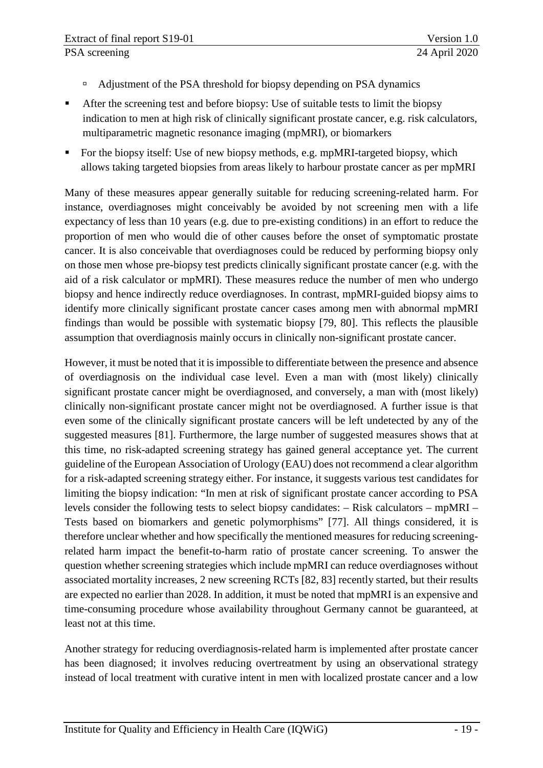- Adjustment of the PSA threshold for biopsy depending on PSA dynamics

- After the screening test and before biopsy: Use of suitable tests to limit the biopsy indication to men at high risk of clinically significant prostate cancer, e.g. risk calculators, multiparametric magnetic resonance imaging (mpMRI), or biomarkers
- For the biopsy itself: Use of new biopsy methods, e.g. mpMRI-targeted biopsy, which allows taking targeted biopsies from areas likely to harbour prostate cancer as per mpMRI

Many of these measures appear generally suitable for reducing screening-related harm. For instance, overdiagnoses might conceivably be avoided by not screening men with a life expectancy of less than 10 years (e.g. due to pre-existing conditions) in an effort to reduce the proportion of men who would die of other causes before the onset of symptomatic prostate cancer. It is also conceivable that overdiagnoses could be reduced by performing biopsy only on those men whose pre-biopsy test predicts clinically significant prostate cancer (e.g. with the aid of a risk calculator or mpMRI). These measures reduce the number of men who undergo biopsy and hence indirectly reduce overdiagnoses. In contrast, mpMRI-guided biopsy aims to identify more clinically significant prostate cancer cases among men with abnormal mpMRI findings than would be possible with systematic biopsy [79, 80]. This reflects the plausible assumption that overdiagnosis mainly occurs in clinically non-significant prostate cancer.

However, it must be noted that it is impossible to differentiate between the presence and absence of overdiagnosis on the individual case level. Even a man with (most likely) clinically significant prostate cancer might be overdiagnosed, and conversely, a man with (most likely) clinically non-significant prostate cancer might not be overdiagnosed. A further issue is that even some of the clinically significant prostate cancers will be left undetected by any of the suggested measures [81]. Furthermore, the large number of suggested measures shows that at this time, no risk-adapted screening strategy has gained general acceptance yet. The current guideline of the European Association of Urology (EAU) does not recommend a clear algorithm for a risk-adapted screening strategy either. For instance, it suggests various test candidates for limiting the biopsy indication: "In men at risk of significant prostate cancer according to PSA levels consider the following tests to select biopsy candidates: – Risk calculators – mpMRI – Tests based on biomarkers and genetic polymorphisms" [77]. All things considered, it is therefore unclear whether and how specifically the mentioned measures for reducing screening-related harm impact the benefit-to-harm ratio of prostate cancer screening. To answer the question whether screening strategies which include mpMRI can reduce overdiagnoses without associated mortality increases, 2 new screening RCTs [82, 83] recently started, but their results are expected no earlier than 2028. In addition, it must be noted that mpMRI is an expensive and time-consuming procedure whose availability throughout Germany cannot be guaranteed, at least not at this time.

Another strategy for reducing overdiagnosis-related harm is implemented after prostate cancer has been diagnosed; it involves reducing overtreatment by using an observational strategy instead of local treatment with curative intent in men with localized prostate cancer and a low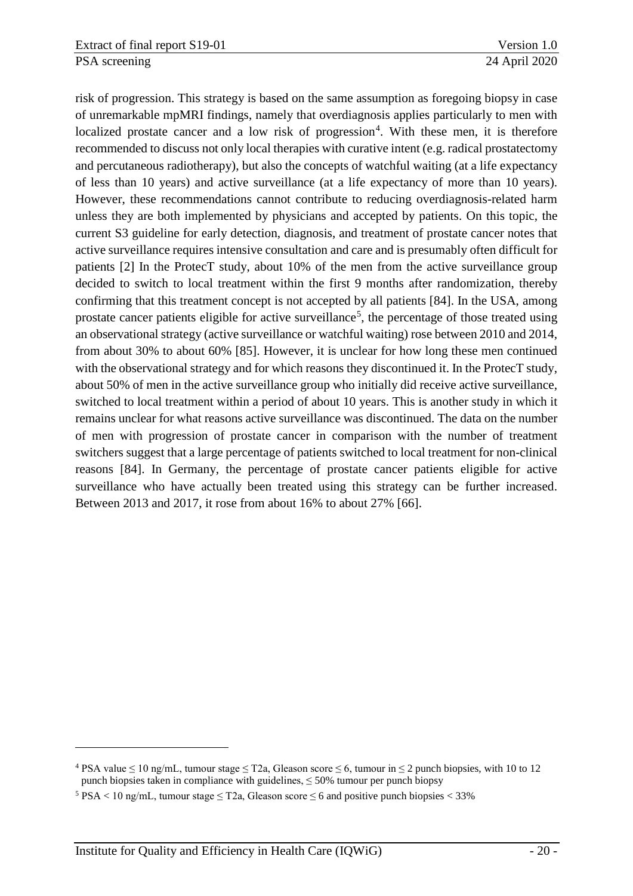risk of progression. This strategy is based on the same assumption as foregoing biopsy in case of unremarkable mpMRI findings, namely that overdiagnosis applies particularly to men with localized prostate cancer and a low risk of progression[4]. With these men, it is therefore recommended to discuss not only local therapies with curative intent (e.g. radical prostatectomy and percutaneous radiotherapy), but also the concepts of watchful waiting (at a life expectancy of less than 10 years) and active surveillance (at a life expectancy of more than 10 years). However, these recommendations cannot contribute to reducing overdiagnosis-related harm unless they are both implemented by physicians and accepted by patients. On this topic, the current S3 guideline for early detection, diagnosis, and treatment of prostate cancer notes that active surveillance requires intensive consultation and care and is presumably often difficult for patients [2] In the ProtecT study, about 10% of the men from the active surveillance group decided to switch to local treatment within the first 9 months after randomization, thereby confirming that this treatment concept is not accepted by all patients [84]. In the USA, among prostate cancer patients eligible for active surveillance[5], the percentage of those treated using an observational strategy (active surveillance or watchful waiting) rose between 2010 and 2014, from about 30% to about 60% [85]. However, it is unclear for how long these men continued with the observational strategy and for which reasons they discontinued it. In the ProtecT study, about 50% of men in the active surveillance group who initially did receive active surveillance, switched to local treatment within a period of about 10 years. This is another study in which it remains unclear for what reasons active surveillance was discontinued. The data on the number of men with progression of prostate cancer in comparison with the number of treatment switchers suggest that a large percentage of patients switched to local treatment for non-clinical reasons [84]. In Germany, the percentage of prostate cancer patients eligible for active surveillance who have actually been treated using this strategy can be further increased. Between 2013 and 2017, it rose from about 16% to about 27% [66].

---

[4] PSA value ≤ 10 ng/mL, tumour stage ≤ T2a, Gleason score ≤ 6, tumour in ≤ 2 punch biopsies, with 10 to 12 punch biopsies taken in compliance with guidelines, ≤ 50% tumour per punch biopsy

[5] PSA < 10 ng/mL, tumour stage ≤ T2a, Gleason score ≤ 6 and positive punch biopsies < 33%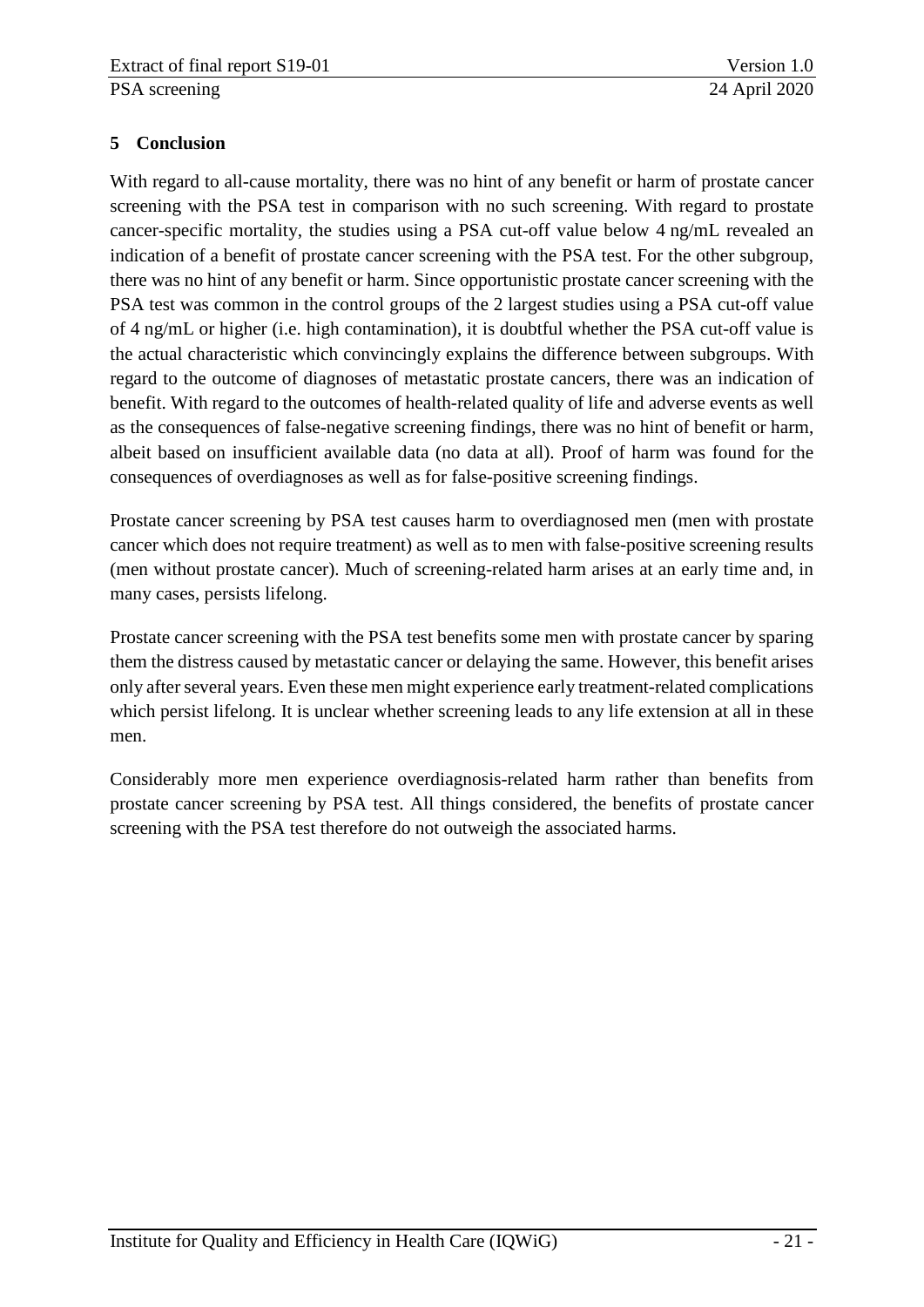## 5 Conclusion

With regard to all-cause mortality, there was no hint of any benefit or harm of prostate cancer screening with the PSA test in comparison with no such screening. With regard to prostate cancer-specific mortality, the studies using a PSA cut-off value below 4 ng/mL revealed an indication of a benefit of prostate cancer screening with the PSA test. For the other subgroup, there was no hint of any benefit or harm. Since opportunistic prostate cancer screening with the PSA test was common in the control groups of the 2 largest studies using a PSA cut-off value of 4 ng/mL or higher (i.e. high contamination), it is doubtful whether the PSA cut-off value is the actual characteristic which convincingly explains the difference between subgroups. With regard to the outcome of diagnoses of metastatic prostate cancers, there was an indication of benefit. With regard to the outcomes of health-related quality of life and adverse events as well as the consequences of false-negative screening findings, there was no hint of benefit or harm, albeit based on insufficient available data (no data at all). Proof of harm was found for the consequences of overdiagnoses as well as for false-positive screening findings.

Prostate cancer screening by PSA test causes harm to overdiagnosed men (men with prostate cancer which does not require treatment) as well as to men with false-positive screening results (men without prostate cancer). Much of screening-related harm arises at an early time and, in many cases, persists lifelong.

Prostate cancer screening with the PSA test benefits some men with prostate cancer by sparing them the distress caused by metastatic cancer or delaying the same. However, this benefit arises only after several years. Even these men might experience early treatment-related complications which persist lifelong. It is unclear whether screening leads to any life extension at all in these men.

Considerably more men experience overdiagnosis-related harm rather than benefits from prostate cancer screening by PSA test. All things considered, the benefits of prostate cancer screening with the PSA test therefore do not outweigh the associated harms.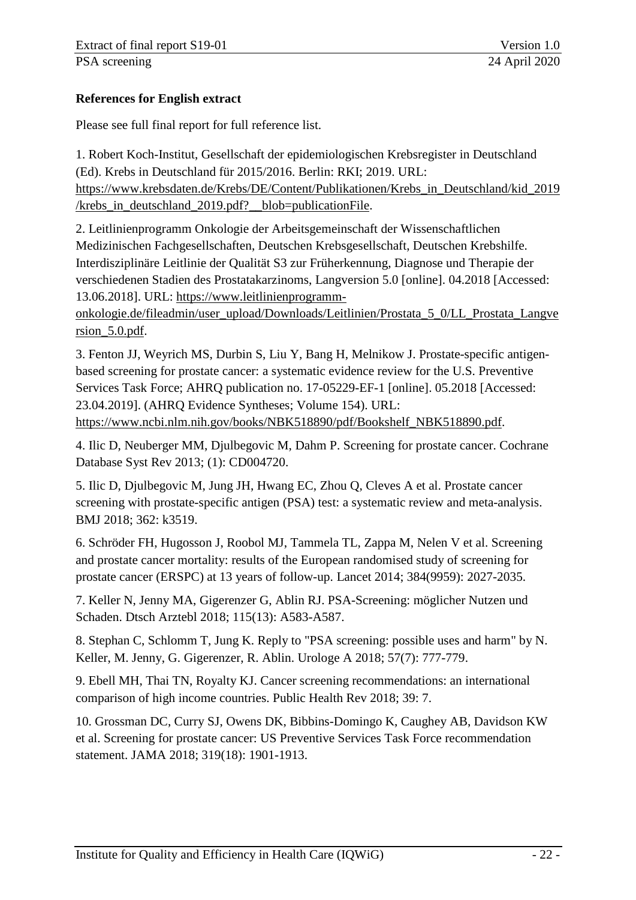**References for English extract**

Please see full final report for full reference list.

1. Robert Koch-Institut, Gesellschaft der epidemiologischen Krebsregister in Deutschland (Ed). Krebs in Deutschland für 2015/2016. Berlin: RKI; 2019. URL: https://www.krebsdaten.de/Krebs/DE/Content/Publikationen/Krebs_in_Deutschland/kid_2019/krebs_in_deutschland_2019.pdf?__blob=publicationFile.

2. Leitlinienprogramm Onkologie der Arbeitsgemeinschaft der Wissenschaftlichen Medizinischen Fachgesellschaften, Deutschen Krebsgesellschaft, Deutschen Krebshilfe. Interdisziplinäre Leitlinie der Qualität S3 zur Früherkennung, Diagnose und Therapie der verschiedenen Stadien des Prostatakarzinoms, Langversion 5.0 [online]. 04.2018 [Accessed: 13.06.2018]. URL: https://www.leitlinienprogramm-onkologie.de/fileadmin/user_upload/Downloads/Leitlinien/Prostata_5_0/LL_Prostata_Langversion_5.0.pdf.

3. Fenton JJ, Weyrich MS, Durbin S, Liu Y, Bang H, Melnikow J. Prostate-specific antigen-based screening for prostate cancer: a systematic evidence review for the U.S. Preventive Services Task Force; AHRQ publication no. 17-05229-EF-1 [online]. 05.2018 [Accessed: 23.04.2019]. (AHRQ Evidence Syntheses; Volume 154). URL: https://www.ncbi.nlm.nih.gov/books/NBK518890/pdf/Bookshelf_NBK518890.pdf.

4. Ilic D, Neuberger MM, Djulbegovic M, Dahm P. Screening for prostate cancer. Cochrane Database Syst Rev 2013; (1): CD004720.

5. Ilic D, Djulbegovic M, Jung JH, Hwang EC, Zhou Q, Cleves A et al. Prostate cancer screening with prostate-specific antigen (PSA) test: a systematic review and meta-analysis. BMJ 2018; 362: k3519.

6. Schröder FH, Hugosson J, Roobol MJ, Tammela TL, Zappa M, Nelen V et al. Screening and prostate cancer mortality: results of the European randomised study of screening for prostate cancer (ERSPC) at 13 years of follow-up. Lancet 2014; 384(9959): 2027-2035.

7. Keller N, Jenny MA, Gigerenzer G, Ablin RJ. PSA-Screening: möglicher Nutzen und Schaden. Dtsch Arztebl 2018; 115(13): A583-A587.

8. Stephan C, Schlomm T, Jung K. Reply to "PSA screening: possible uses and harm" by N. Keller, M. Jenny, G. Gigerenzer, R. Ablin. Urologe A 2018; 57(7): 777-779.

9. Ebell MH, Thai TN, Royalty KJ. Cancer screening recommendations: an international comparison of high income countries. Public Health Rev 2018; 39: 7.

10. Grossman DC, Curry SJ, Owens DK, Bibbins-Domingo K, Caughey AB, Davidson KW et al. Screening for prostate cancer: US Preventive Services Task Force recommendation statement. JAMA 2018; 319(18): 1901-1913.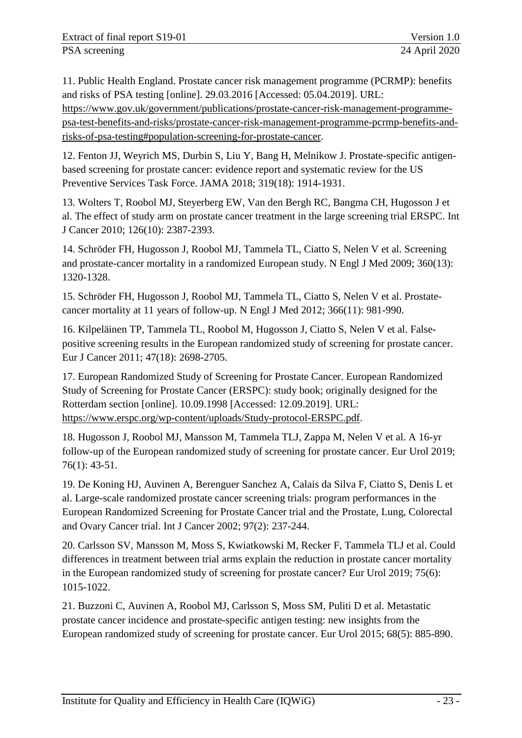11. Public Health England. Prostate cancer risk management programme (PCRMP): benefits and risks of PSA testing [online]. 29.03.2016 [Accessed: 05.04.2019]. URL: https://www.gov.uk/government/publications/prostate-cancer-risk-management-programme-psa-test-benefits-and-risks/prostate-cancer-risk-management-programme-pcrmp-benefits-and-risks-of-psa-testing#population-screening-for-prostate-cancer.

12. Fenton JJ, Weyrich MS, Durbin S, Liu Y, Bang H, Melnikow J. Prostate-specific antigen-based screening for prostate cancer: evidence report and systematic review for the US Preventive Services Task Force. JAMA 2018; 319(18): 1914-1931.

13. Wolters T, Roobol MJ, Steyerberg EW, Van den Bergh RC, Bangma CH, Hugosson J et al. The effect of study arm on prostate cancer treatment in the large screening trial ERSPC. Int J Cancer 2010; 126(10): 2387-2393.

14. Schröder FH, Hugosson J, Roobol MJ, Tammela TL, Ciatto S, Nelen V et al. Screening and prostate-cancer mortality in a randomized European study. N Engl J Med 2009; 360(13): 1320-1328.

15. Schröder FH, Hugosson J, Roobol MJ, Tammela TL, Ciatto S, Nelen V et al. Prostate-cancer mortality at 11 years of follow-up. N Engl J Med 2012; 366(11): 981-990.

16. Kilpeläinen TP, Tammela TL, Roobol M, Hugosson J, Ciatto S, Nelen V et al. False-positive screening results in the European randomized study of screening for prostate cancer. Eur J Cancer 2011; 47(18): 2698-2705.

17. European Randomized Study of Screening for Prostate Cancer. European Randomized Study of Screening for Prostate Cancer (ERSPC): study book; originally designed for the Rotterdam section [online]. 10.09.1998 [Accessed: 12.09.2019]. URL: https://www.erspc.org/wp-content/uploads/Study-protocol-ERSPC.pdf.

18. Hugosson J, Roobol MJ, Mansson M, Tammela TLJ, Zappa M, Nelen V et al. A 16-yr follow-up of the European randomized study of screening for prostate cancer. Eur Urol 2019; 76(1): 43-51.

19. De Koning HJ, Auvinen A, Berenguer Sanchez A, Calais da Silva F, Ciatto S, Denis L et al. Large-scale randomized prostate cancer screening trials: program performances in the European Randomized Screening for Prostate Cancer trial and the Prostate, Lung, Colorectal and Ovary Cancer trial. Int J Cancer 2002; 97(2): 237-244.

20. Carlsson SV, Mansson M, Moss S, Kwiatkowski M, Recker F, Tammela TLJ et al. Could differences in treatment between trial arms explain the reduction in prostate cancer mortality in the European randomized study of screening for prostate cancer? Eur Urol 2019; 75(6): 1015-1022.

21. Buzzoni C, Auvinen A, Roobol MJ, Carlsson S, Moss SM, Puliti D et al. Metastatic prostate cancer incidence and prostate-specific antigen testing: new insights from the European randomized study of screening for prostate cancer. Eur Urol 2015; 68(5): 885-890.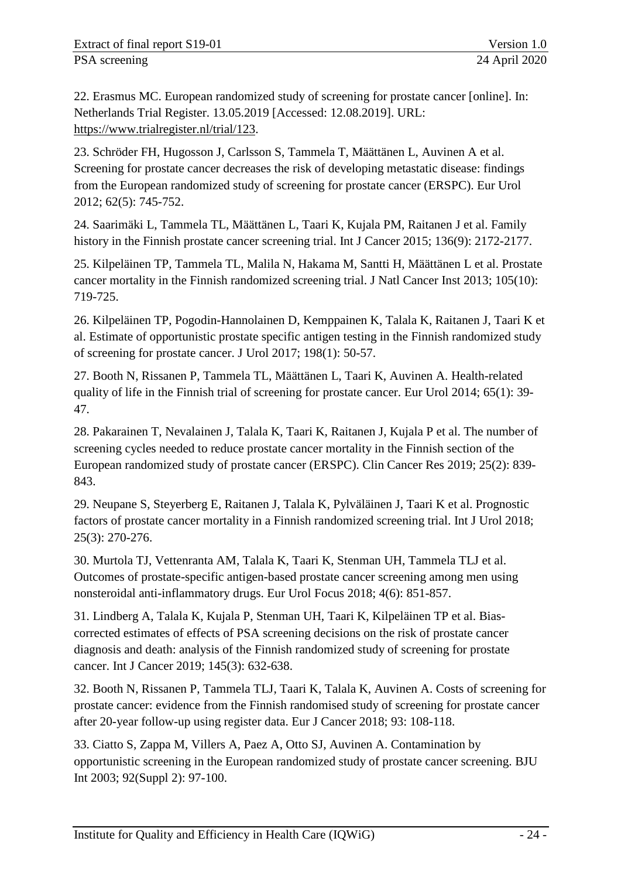22. Erasmus MC. European randomized study of screening for prostate cancer [online]. In: Netherlands Trial Register. 13.05.2019 [Accessed: 12.08.2019]. URL: https://www.trialregister.nl/trial/123.

23. Schröder FH, Hugosson J, Carlsson S, Tammela T, Määttänen L, Auvinen A et al. Screening for prostate cancer decreases the risk of developing metastatic disease: findings from the European randomized study of screening for prostate cancer (ERSPC). Eur Urol 2012; 62(5): 745-752.

24. Saarimäki L, Tammela TL, Määttänen L, Taari K, Kujala PM, Raitanen J et al. Family history in the Finnish prostate cancer screening trial. Int J Cancer 2015; 136(9): 2172-2177.

25. Kilpeläinen TP, Tammela TL, Malila N, Hakama M, Santti H, Määttänen L et al. Prostate cancer mortality in the Finnish randomized screening trial. J Natl Cancer Inst 2013; 105(10): 719-725.

26. Kilpeläinen TP, Pogodin-Hannolainen D, Kemppainen K, Talala K, Raitanen J, Taari K et al. Estimate of opportunistic prostate specific antigen testing in the Finnish randomized study of screening for prostate cancer. J Urol 2017; 198(1): 50-57.

27. Booth N, Rissanen P, Tammela TL, Määttänen L, Taari K, Auvinen A. Health-related quality of life in the Finnish trial of screening for prostate cancer. Eur Urol 2014; 65(1): 39-47.

28. Pakarainen T, Nevalainen J, Talala K, Taari K, Raitanen J, Kujala P et al. The number of screening cycles needed to reduce prostate cancer mortality in the Finnish section of the European randomized study of prostate cancer (ERSPC). Clin Cancer Res 2019; 25(2): 839-843.

29. Neupane S, Steyerberg E, Raitanen J, Talala K, Pylväläinen J, Taari K et al. Prognostic factors of prostate cancer mortality in a Finnish randomized screening trial. Int J Urol 2018; 25(3): 270-276.

30. Murtola TJ, Vettenranta AM, Talala K, Taari K, Stenman UH, Tammela TLJ et al. Outcomes of prostate-specific antigen-based prostate cancer screening among men using nonsteroidal anti-inflammatory drugs. Eur Urol Focus 2018; 4(6): 851-857.

31. Lindberg A, Talala K, Kujala P, Stenman UH, Taari K, Kilpeläinen TP et al. Bias-corrected estimates of effects of PSA screening decisions on the risk of prostate cancer diagnosis and death: analysis of the Finnish randomized study of screening for prostate cancer. Int J Cancer 2019; 145(3): 632-638.

32. Booth N, Rissanen P, Tammela TLJ, Taari K, Talala K, Auvinen A. Costs of screening for prostate cancer: evidence from the Finnish randomised study of screening for prostate cancer after 20-year follow-up using register data. Eur J Cancer 2018; 93: 108-118.

33. Ciatto S, Zappa M, Villers A, Paez A, Otto SJ, Auvinen A. Contamination by opportunistic screening in the European randomized study of prostate cancer screening. BJU Int 2003; 92(Suppl 2): 97-100.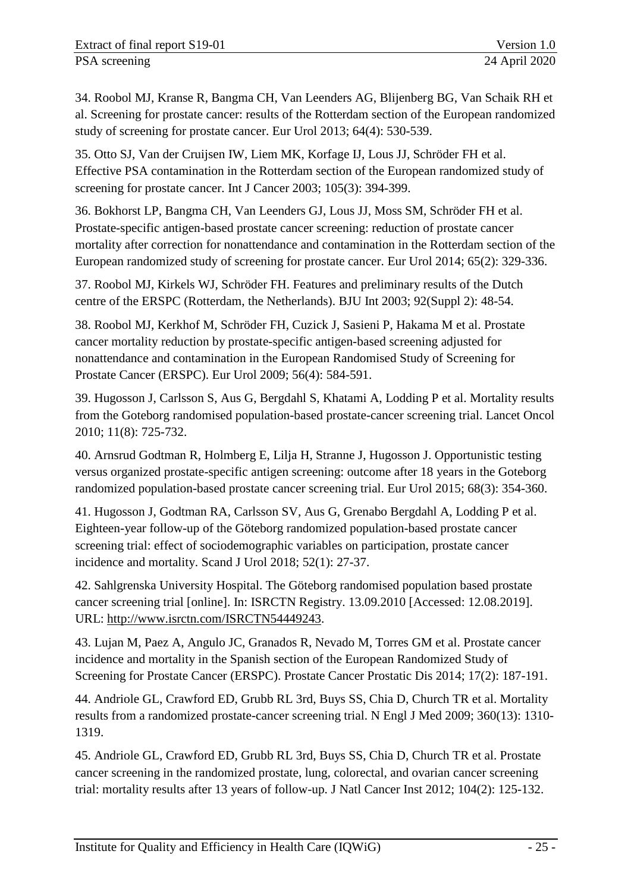34. Roobol MJ, Kranse R, Bangma CH, Van Leenders AG, Blijenberg BG, Van Schaik RH et al. Screening for prostate cancer: results of the Rotterdam section of the European randomized study of screening for prostate cancer. Eur Urol 2013; 64(4): 530-539.

35. Otto SJ, Van der Cruijsen IW, Liem MK, Korfage IJ, Lous JJ, Schröder FH et al. Effective PSA contamination in the Rotterdam section of the European randomized study of screening for prostate cancer. Int J Cancer 2003; 105(3): 394-399.

36. Bokhorst LP, Bangma CH, Van Leenders GJ, Lous JJ, Moss SM, Schröder FH et al. Prostate-specific antigen-based prostate cancer screening: reduction of prostate cancer mortality after correction for nonattendance and contamination in the Rotterdam section of the European randomized study of screening for prostate cancer. Eur Urol 2014; 65(2): 329-336.

37. Roobol MJ, Kirkels WJ, Schröder FH. Features and preliminary results of the Dutch centre of the ERSPC (Rotterdam, the Netherlands). BJU Int 2003; 92(Suppl 2): 48-54.

38. Roobol MJ, Kerkhof M, Schröder FH, Cuzick J, Sasieni P, Hakama M et al. Prostate cancer mortality reduction by prostate-specific antigen-based screening adjusted for nonattendance and contamination in the European Randomised Study of Screening for Prostate Cancer (ERSPC). Eur Urol 2009; 56(4): 584-591.

39. Hugosson J, Carlsson S, Aus G, Bergdahl S, Khatami A, Lodding P et al. Mortality results from the Goteborg randomised population-based prostate-cancer screening trial. Lancet Oncol 2010; 11(8): 725-732.

40. Arnsrud Godtman R, Holmberg E, Lilja H, Stranne J, Hugosson J. Opportunistic testing versus organized prostate-specific antigen screening: outcome after 18 years in the Goteborg randomized population-based prostate cancer screening trial. Eur Urol 2015; 68(3): 354-360.

41. Hugosson J, Godtman RA, Carlsson SV, Aus G, Grenabo Bergdahl A, Lodding P et al. Eighteen-year follow-up of the Göteborg randomized population-based prostate cancer screening trial: effect of sociodemographic variables on participation, prostate cancer incidence and mortality. Scand J Urol 2018; 52(1): 27-37.

42. Sahlgrenska University Hospital. The Göteborg randomised population based prostate cancer screening trial [online]. In: ISRCTN Registry. 13.09.2010 [Accessed: 12.08.2019]. URL: http://www.isrctn.com/ISRCTN54449243.

43. Lujan M, Paez A, Angulo JC, Granados R, Nevado M, Torres GM et al. Prostate cancer incidence and mortality in the Spanish section of the European Randomized Study of Screening for Prostate Cancer (ERSPC). Prostate Cancer Prostatic Dis 2014; 17(2): 187-191.

44. Andriole GL, Crawford ED, Grubb RL 3rd, Buys SS, Chia D, Church TR et al. Mortality results from a randomized prostate-cancer screening trial. N Engl J Med 2009; 360(13): 1310-1319.

45. Andriole GL, Crawford ED, Grubb RL 3rd, Buys SS, Chia D, Church TR et al. Prostate cancer screening in the randomized prostate, lung, colorectal, and ovarian cancer screening trial: mortality results after 13 years of follow-up. J Natl Cancer Inst 2012; 104(2): 125-132.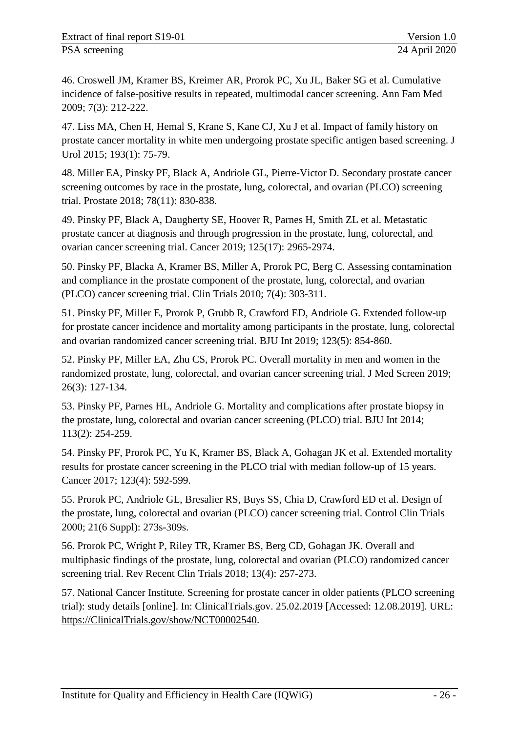46. Croswell JM, Kramer BS, Kreimer AR, Prorok PC, Xu JL, Baker SG et al. Cumulative incidence of false-positive results in repeated, multimodal cancer screening. Ann Fam Med 2009; 7(3): 212-222.

47. Liss MA, Chen H, Hemal S, Krane S, Kane CJ, Xu J et al. Impact of family history on prostate cancer mortality in white men undergoing prostate specific antigen based screening. J Urol 2015; 193(1): 75-79.

48. Miller EA, Pinsky PF, Black A, Andriole GL, Pierre-Victor D. Secondary prostate cancer screening outcomes by race in the prostate, lung, colorectal, and ovarian (PLCO) screening trial. Prostate 2018; 78(11): 830-838.

49. Pinsky PF, Black A, Daugherty SE, Hoover R, Parnes H, Smith ZL et al. Metastatic prostate cancer at diagnosis and through progression in the prostate, lung, colorectal, and ovarian cancer screening trial. Cancer 2019; 125(17): 2965-2974.

50. Pinsky PF, Blacka A, Kramer BS, Miller A, Prorok PC, Berg C. Assessing contamination and compliance in the prostate component of the prostate, lung, colorectal, and ovarian (PLCO) cancer screening trial. Clin Trials 2010; 7(4): 303-311.

51. Pinsky PF, Miller E, Prorok P, Grubb R, Crawford ED, Andriole G. Extended follow-up for prostate cancer incidence and mortality among participants in the prostate, lung, colorectal and ovarian randomized cancer screening trial. BJU Int 2019; 123(5): 854-860.

52. Pinsky PF, Miller EA, Zhu CS, Prorok PC. Overall mortality in men and women in the randomized prostate, lung, colorectal, and ovarian cancer screening trial. J Med Screen 2019; 26(3): 127-134.

53. Pinsky PF, Parnes HL, Andriole G. Mortality and complications after prostate biopsy in the prostate, lung, colorectal and ovarian cancer screening (PLCO) trial. BJU Int 2014; 113(2): 254-259.

54. Pinsky PF, Prorok PC, Yu K, Kramer BS, Black A, Gohagan JK et al. Extended mortality results for prostate cancer screening in the PLCO trial with median follow-up of 15 years. Cancer 2017; 123(4): 592-599.

55. Prorok PC, Andriole GL, Bresalier RS, Buys SS, Chia D, Crawford ED et al. Design of the prostate, lung, colorectal and ovarian (PLCO) cancer screening trial. Control Clin Trials 2000; 21(6 Suppl): 273s-309s.

56. Prorok PC, Wright P, Riley TR, Kramer BS, Berg CD, Gohagan JK. Overall and multiphasic findings of the prostate, lung, colorectal and ovarian (PLCO) randomized cancer screening trial. Rev Recent Clin Trials 2018; 13(4): 257-273.

57. National Cancer Institute. Screening for prostate cancer in older patients (PLCO screening trial): study details [online]. In: ClinicalTrials.gov. 25.02.2019 [Accessed: 12.08.2019]. URL: https://ClinicalTrials.gov/show/NCT00002540.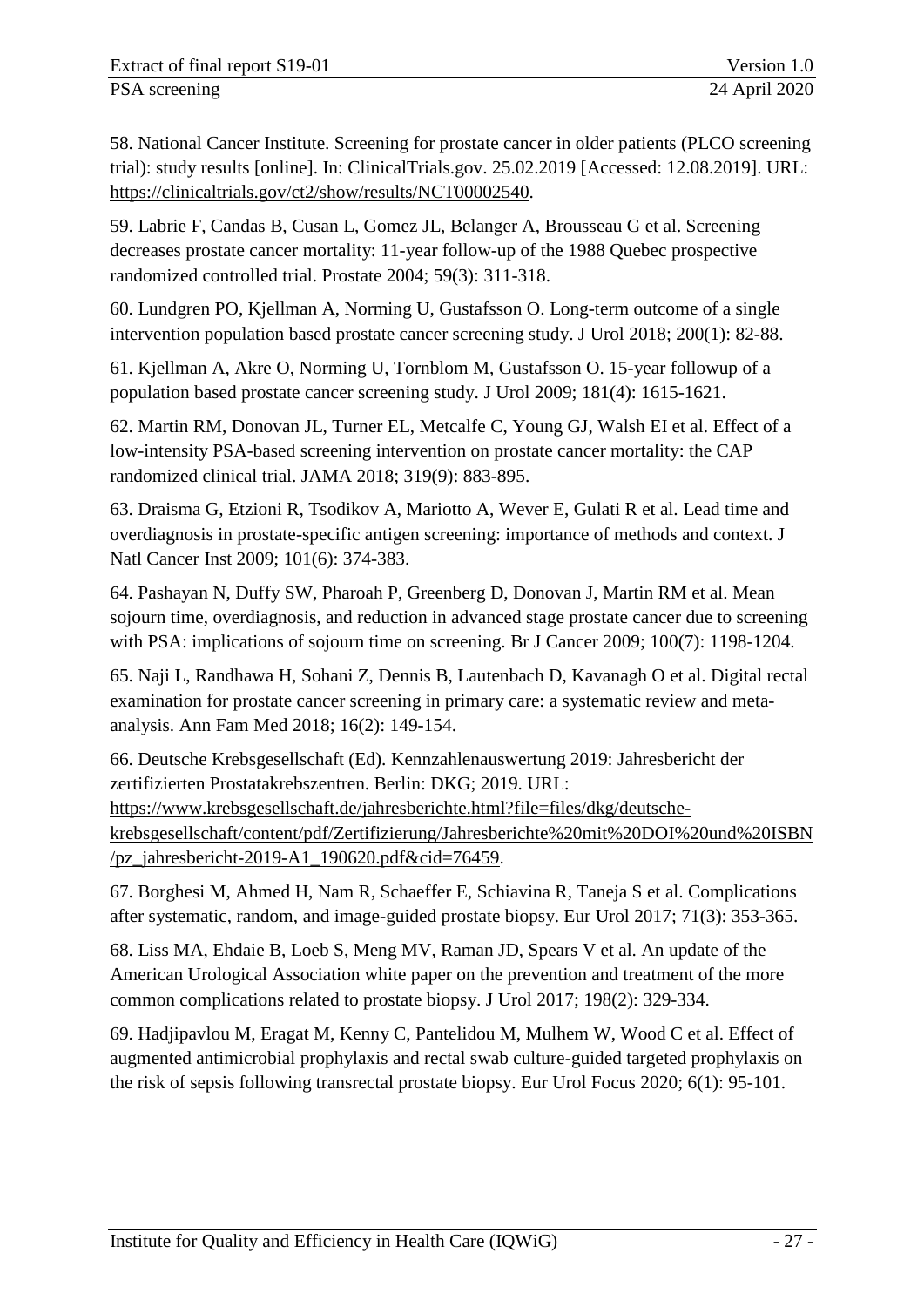58. National Cancer Institute. Screening for prostate cancer in older patients (PLCO screening trial): study results [online]. In: ClinicalTrials.gov. 25.02.2019 [Accessed: 12.08.2019]. URL: https://clinicaltrials.gov/ct2/show/results/NCT00002540.

59. Labrie F, Candas B, Cusan L, Gomez JL, Belanger A, Brousseau G et al. Screening decreases prostate cancer mortality: 11-year follow-up of the 1988 Quebec prospective randomized controlled trial. Prostate 2004; 59(3): 311-318.

60. Lundgren PO, Kjellman A, Norming U, Gustafsson O. Long-term outcome of a single intervention population based prostate cancer screening study. J Urol 2018; 200(1): 82-88.

61. Kjellman A, Akre O, Norming U, Tornblom M, Gustafsson O. 15-year followup of a population based prostate cancer screening study. J Urol 2009; 181(4): 1615-1621.

62. Martin RM, Donovan JL, Turner EL, Metcalfe C, Young GJ, Walsh EI et al. Effect of a low-intensity PSA-based screening intervention on prostate cancer mortality: the CAP randomized clinical trial. JAMA 2018; 319(9): 883-895.

63. Draisma G, Etzioni R, Tsodikov A, Mariotto A, Wever E, Gulati R et al. Lead time and overdiagnosis in prostate-specific antigen screening: importance of methods and context. J Natl Cancer Inst 2009; 101(6): 374-383.

64. Pashayan N, Duffy SW, Pharoah P, Greenberg D, Donovan J, Martin RM et al. Mean sojourn time, overdiagnosis, and reduction in advanced stage prostate cancer due to screening with PSA: implications of sojourn time on screening. Br J Cancer 2009; 100(7): 1198-1204.

65. Naji L, Randhawa H, Sohani Z, Dennis B, Lautenbach D, Kavanagh O et al. Digital rectal examination for prostate cancer screening in primary care: a systematic review and meta-analysis. Ann Fam Med 2018; 16(2): 149-154.

66. Deutsche Krebsgesellschaft (Ed). Kennzahlenauswertung 2019: Jahresbericht der zertifizierten Prostatakrebszentren. Berlin: DKG; 2019. URL: https://www.krebsgesellschaft.de/jahresberichte.html?file=files/dkg/deutsche-krebsgesellschaft/content/pdf/Zertifizierung/Jahresberichte%20mit%20DOI%20und%20ISBN/pz_jahresbericht-2019-A1_190620.pdf&cid=76459.

67. Borghesi M, Ahmed H, Nam R, Schaeffer E, Schiavina R, Taneja S et al. Complications after systematic, random, and image-guided prostate biopsy. Eur Urol 2017; 71(3): 353-365.

68. Liss MA, Ehdaie B, Loeb S, Meng MV, Raman JD, Spears V et al. An update of the American Urological Association white paper on the prevention and treatment of the more common complications related to prostate biopsy. J Urol 2017; 198(2): 329-334.

69. Hadjipavlou M, Eragat M, Kenny C, Pantelidou M, Mulhem W, Wood C et al. Effect of augmented antimicrobial prophylaxis and rectal swab culture-guided targeted prophylaxis on the risk of sepsis following transrectal prostate biopsy. Eur Urol Focus 2020; 6(1): 95-101.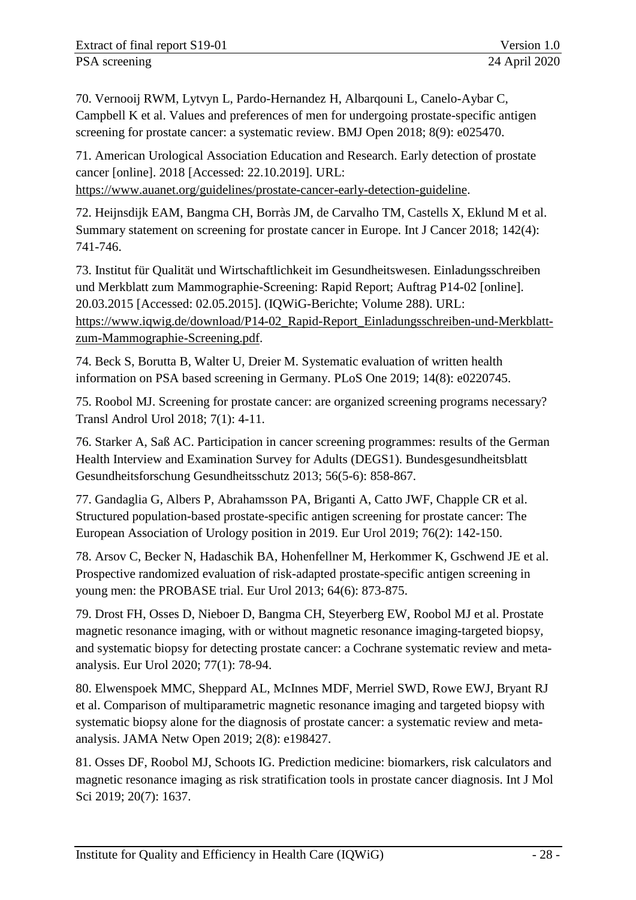70. Vernooij RWM, Lytvyn L, Pardo-Hernandez H, Albarqouni L, Canelo-Aybar C, Campbell K et al. Values and preferences of men for undergoing prostate-specific antigen screening for prostate cancer: a systematic review. BMJ Open 2018; 8(9): e025470.

71. American Urological Association Education and Research. Early detection of prostate cancer [online]. 2018 [Accessed: 22.10.2019]. URL: https://www.auanet.org/guidelines/prostate-cancer-early-detection-guideline.

72. Heijnsdijk EAM, Bangma CH, Borràs JM, de Carvalho TM, Castells X, Eklund M et al. Summary statement on screening for prostate cancer in Europe. Int J Cancer 2018; 142(4): 741-746.

73. Institut für Qualität und Wirtschaftlichkeit im Gesundheitswesen. Einladungsschreiben und Merkblatt zum Mammographie-Screening: Rapid Report; Auftrag P14-02 [online]. 20.03.2015 [Accessed: 02.05.2015]. (IQWiG-Berichte; Volume 288). URL: https://www.iqwig.de/download/P14-02_Rapid-Report_Einladungsschreiben-und-Merkblatt-zum-Mammographie-Screening.pdf.

74. Beck S, Borutta B, Walter U, Dreier M. Systematic evaluation of written health information on PSA based screening in Germany. PLoS One 2019; 14(8): e0220745.

75. Roobol MJ. Screening for prostate cancer: are organized screening programs necessary? Transl Androl Urol 2018; 7(1): 4-11.

76. Starker A, Saß AC. Participation in cancer screening programmes: results of the German Health Interview and Examination Survey for Adults (DEGS1). Bundesgesundheitsblatt Gesundheitsforschung Gesundheitsschutz 2013; 56(5-6): 858-867.

77. Gandaglia G, Albers P, Abrahamsson PA, Briganti A, Catto JWF, Chapple CR et al. Structured population-based prostate-specific antigen screening for prostate cancer: The European Association of Urology position in 2019. Eur Urol 2019; 76(2): 142-150.

78. Arsov C, Becker N, Hadaschik BA, Hohenfellner M, Herkommer K, Gschwend JE et al. Prospective randomized evaluation of risk-adapted prostate-specific antigen screening in young men: the PROBASE trial. Eur Urol 2013; 64(6): 873-875.

79. Drost FH, Osses D, Nieboer D, Bangma CH, Steyerberg EW, Roobol MJ et al. Prostate magnetic resonance imaging, with or without magnetic resonance imaging-targeted biopsy, and systematic biopsy for detecting prostate cancer: a Cochrane systematic review and meta-analysis. Eur Urol 2020; 77(1): 78-94.

80. Elwenspoek MMC, Sheppard AL, McInnes MDF, Merriel SWD, Rowe EWJ, Bryant RJ et al. Comparison of multiparametric magnetic resonance imaging and targeted biopsy with systematic biopsy alone for the diagnosis of prostate cancer: a systematic review and meta-analysis. JAMA Netw Open 2019; 2(8): e198427.

81. Osses DF, Roobol MJ, Schoots IG. Prediction medicine: biomarkers, risk calculators and magnetic resonance imaging as risk stratification tools in prostate cancer diagnosis. Int J Mol Sci 2019; 20(7): 1637.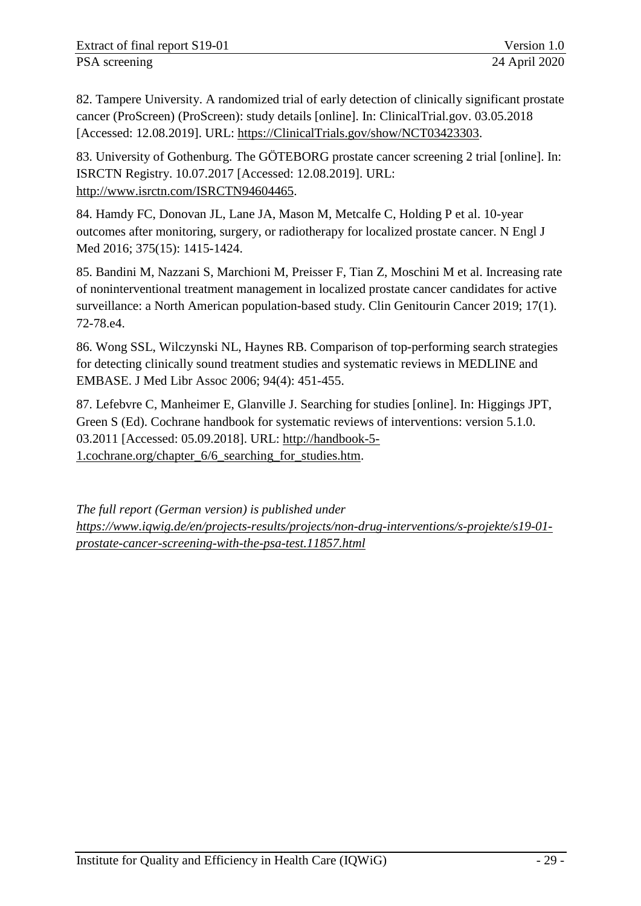82. Tampere University. A randomized trial of early detection of clinically significant prostate cancer (ProScreen) (ProScreen): study details [online]. In: ClinicalTrial.gov. 03.05.2018 [Accessed: 12.08.2019]. URL: https://ClinicalTrials.gov/show/NCT03423303.

83. University of Gothenburg. The GÖTEBORG prostate cancer screening 2 trial [online]. In: ISRCTN Registry. 10.07.2017 [Accessed: 12.08.2019]. URL: http://www.isrctn.com/ISRCTN94604465.

84. Hamdy FC, Donovan JL, Lane JA, Mason M, Metcalfe C, Holding P et al. 10-year outcomes after monitoring, surgery, or radiotherapy for localized prostate cancer. N Engl J Med 2016; 375(15): 1415-1424.

85. Bandini M, Nazzani S, Marchioni M, Preisser F, Tian Z, Moschini M et al. Increasing rate of noninterventional treatment management in localized prostate cancer candidates for active surveillance: a North American population-based study. Clin Genitourin Cancer 2019; 17(1). 72-78.e4.

86. Wong SSL, Wilczynski NL, Haynes RB. Comparison of top-performing search strategies for detecting clinically sound treatment studies and systematic reviews in MEDLINE and EMBASE. J Med Libr Assoc 2006; 94(4): 451-455.

87. Lefebvre C, Manheimer E, Glanville J. Searching for studies [online]. In: Higgings JPT, Green S (Ed). Cochrane handbook for systematic reviews of interventions: version 5.1.0. 03.2011 [Accessed: 05.09.2018]. URL: http://handbook-5-1.cochrane.org/chapter_6/6_searching_for_studies.htm.

*The full report (German version) is published under https://www.iqwig.de/en/projects-results/projects/non-drug-interventions/s-projekte/s19-01-prostate-cancer-screening-with-the-psa-test.11857.html*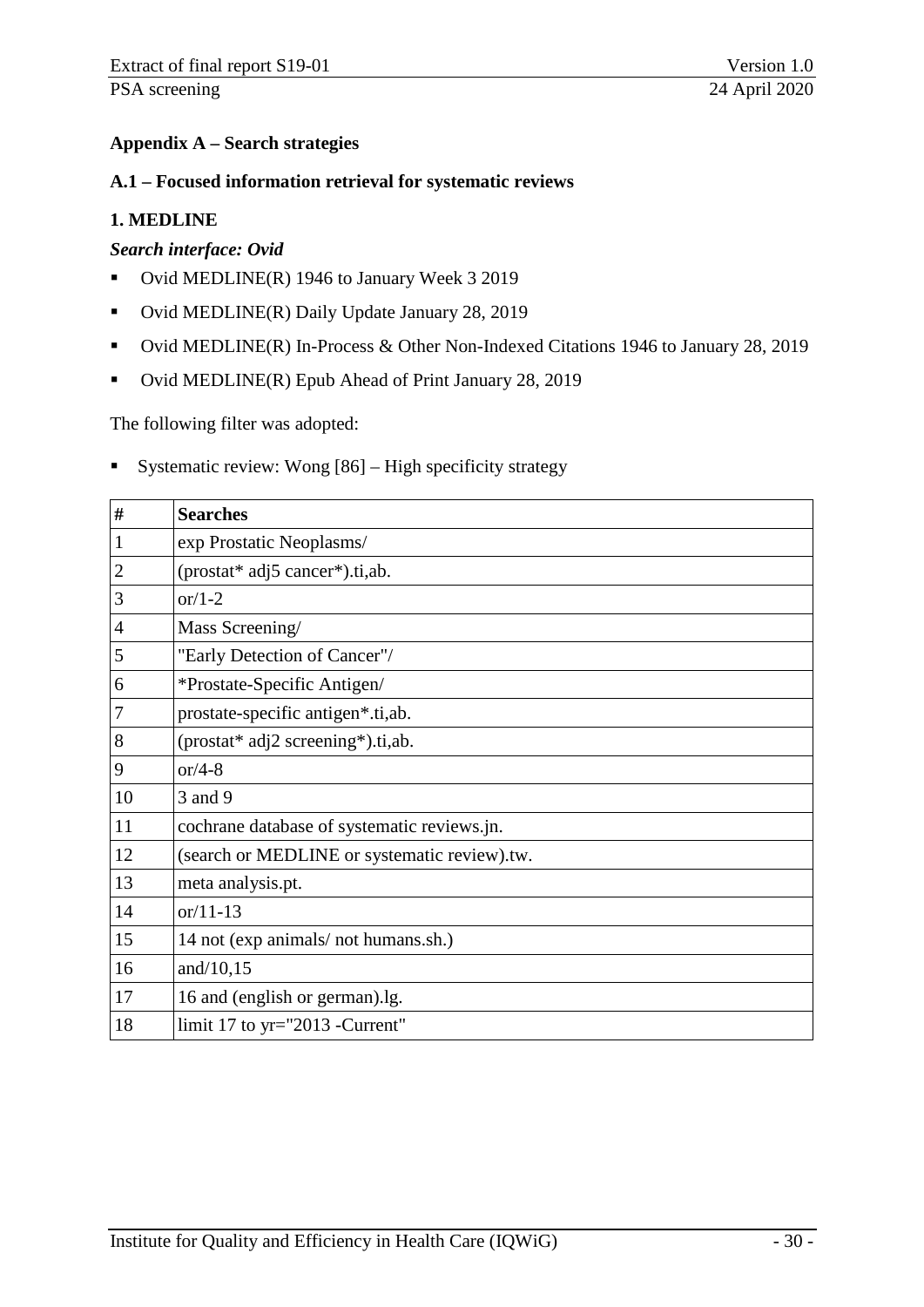## Appendix A – Search strategies

### A.1 – Focused information retrieval for systematic reviews

### 1. MEDLINE

***Search interface: Ovid***

- Ovid MEDLINE(R) 1946 to January Week 3 2019
- Ovid MEDLINE(R) Daily Update January 28, 2019
- Ovid MEDLINE(R) In-Process & Other Non-Indexed Citations 1946 to January 28, 2019
- Ovid MEDLINE(R) Epub Ahead of Print January 28, 2019

The following filter was adopted:

- Systematic review: Wong [86] – High specificity strategy

| # | Searches |
|---|---|
| 1 | exp Prostatic Neoplasms/ |
| 2 | (prostat* adj5 cancer*).ti,ab. |
| 3 | or/1-2 |
| 4 | Mass Screening/ |
| 5 | "Early Detection of Cancer"/ |
| 6 | *Prostate-Specific Antigen/ |
| 7 | prostate-specific antigen*.ti,ab. |
| 8 | (prostat* adj2 screening*).ti,ab. |
| 9 | or/4-8 |
| 10 | 3 and 9 |
| 11 | cochrane database of systematic reviews.jn. |
| 12 | (search or MEDLINE or systematic review).tw. |
| 13 | meta analysis.pt. |
| 14 | or/11-13 |
| 15 | 14 not (exp animals/ not humans.sh.) |
| 16 | and/10,15 |
| 17 | 16 and (english or german).lg. |
| 18 | limit 17 to yr="2013 -Current" |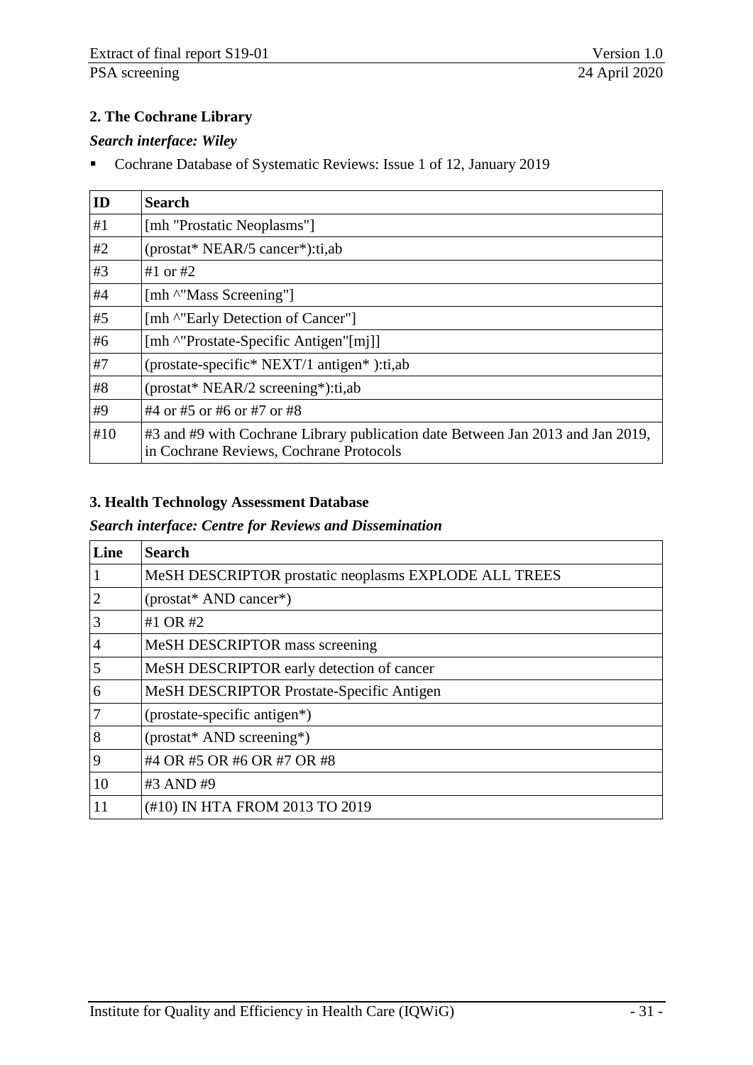### 2. The Cochrane Library

#### *Search interface: Wiley*

- Cochrane Database of Systematic Reviews: Issue 1 of 12, January 2019

| ID | Search |
|---|---|
| #1 | [mh "Prostatic Neoplasms"] |
| #2 | (prostat* NEAR/5 cancer*):ti,ab |
| #3 | #1 or #2 |
| #4 | [mh ^"Mass Screening"] |
| #5 | [mh ^"Early Detection of Cancer"] |
| #6 | [mh ^"Prostate-Specific Antigen"[mj]] |
| #7 | (prostate-specific* NEXT/1 antigen* ):ti,ab |
| #8 | (prostat* NEAR/2 screening*):ti,ab |
| #9 | #4 or #5 or #6 or #7 or #8 |
| #10 | #3 and #9 with Cochrane Library publication date Between Jan 2013 and Jan 2019, in Cochrane Reviews, Cochrane Protocols |

### 3. Health Technology Assessment Database

#### *Search interface: Centre for Reviews and Dissemination*

| Line | Search |
|---|---|
| 1 | MeSH DESCRIPTOR prostatic neoplasms EXPLODE ALL TREES |
| 2 | (prostat* AND cancer*) |
| 3 | #1 OR #2 |
| 4 | MeSH DESCRIPTOR mass screening |
| 5 | MeSH DESCRIPTOR early detection of cancer |
| 6 | MeSH DESCRIPTOR Prostate-Specific Antigen |
| 7 | (prostate-specific antigen*) |
| 8 | (prostat* AND screening*) |
| 9 | #4 OR #5 OR #6 OR #7 OR #8 |
| 10 | #3 AND #9 |
| 11 | (#10) IN HTA FROM 2013 TO 2019 |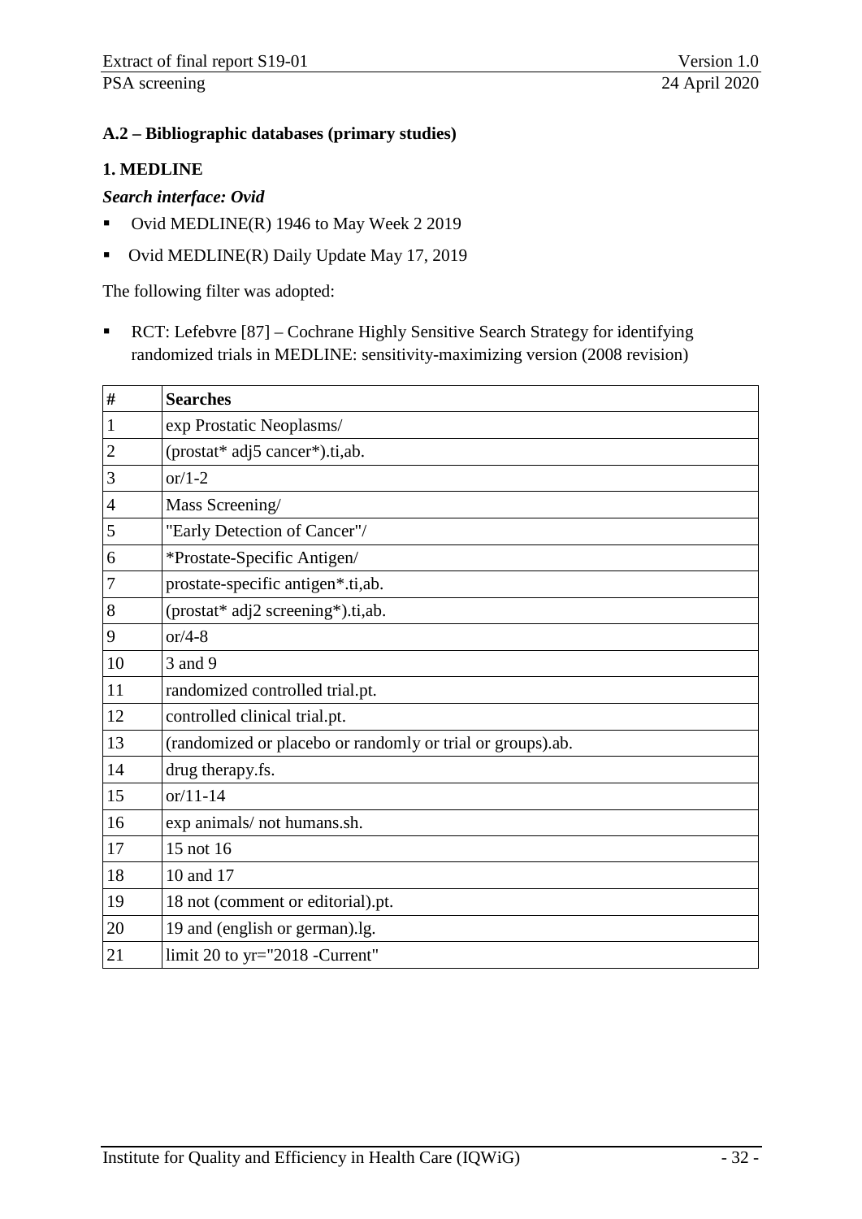### A.2 – Bibliographic databases (primary studies)

#### 1. MEDLINE

***Search interface: Ovid***

- Ovid MEDLINE(R) 1946 to May Week 2 2019
- Ovid MEDLINE(R) Daily Update May 17, 2019

The following filter was adopted:

- RCT: Lefebvre [87] – Cochrane Highly Sensitive Search Strategy for identifying randomized trials in MEDLINE: sensitivity-maximizing version (2008 revision)

| # | Searches |
|---|---|
| 1 | exp Prostatic Neoplasms/ |
| 2 | (prostat* adj5 cancer*).ti,ab. |
| 3 | or/1-2 |
| 4 | Mass Screening/ |
| 5 | "Early Detection of Cancer"/ |
| 6 | *Prostate-Specific Antigen/ |
| 7 | prostate-specific antigen*.ti,ab. |
| 8 | (prostat* adj2 screening*).ti,ab. |
| 9 | or/4-8 |
| 10 | 3 and 9 |
| 11 | randomized controlled trial.pt. |
| 12 | controlled clinical trial.pt. |
| 13 | (randomized or placebo or randomly or trial or groups).ab. |
| 14 | drug therapy.fs. |
| 15 | or/11-14 |
| 16 | exp animals/ not humans.sh. |
| 17 | 15 not 16 |
| 18 | 10 and 17 |
| 19 | 18 not (comment or editorial).pt. |
| 20 | 19 and (english or german).lg. |
| 21 | limit 20 to yr="2018 -Current" |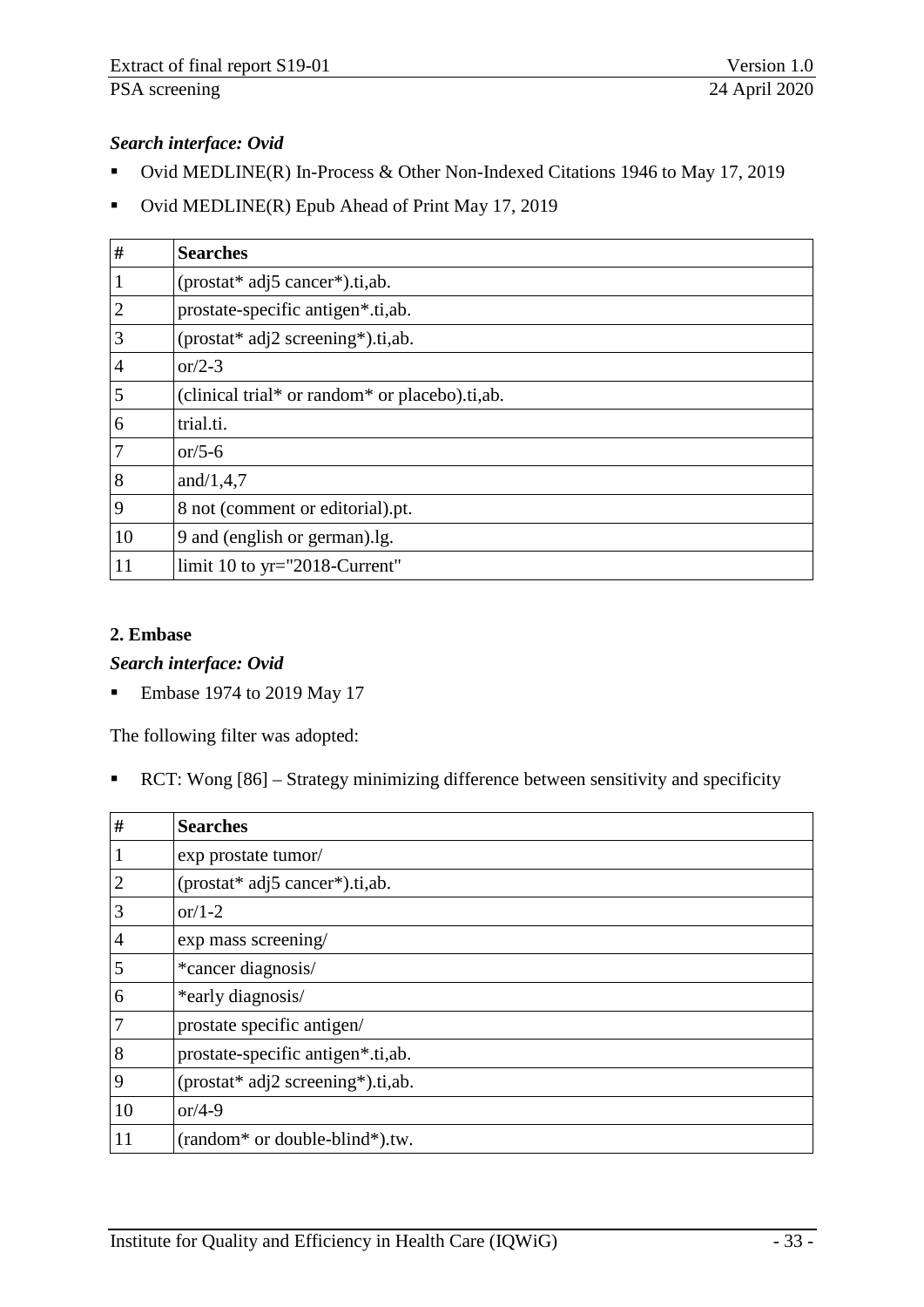*Search interface: Ovid*

- Ovid MEDLINE(R) In-Process & Other Non-Indexed Citations 1946 to May 17, 2019
- Ovid MEDLINE(R) Epub Ahead of Print May 17, 2019

| # | Searches |
|---|---|
| 1 | (prostat* adj5 cancer*).ti,ab. |
| 2 | prostate-specific antigen*.ti,ab. |
| 3 | (prostat* adj2 screening*).ti,ab. |
| 4 | or/2-3 |
| 5 | (clinical trial* or random* or placebo).ti,ab. |
| 6 | trial.ti. |
| 7 | or/5-6 |
| 8 | and/1,4,7 |
| 9 | 8 not (comment or editorial).pt. |
| 10 | 9 and (english or german).lg. |
| 11 | limit 10 to yr="2018-Current" |

## 2. Embase

*Search interface: Ovid*

- Embase 1974 to 2019 May 17

The following filter was adopted:

- RCT: Wong [86] – Strategy minimizing difference between sensitivity and specificity

| # | Searches |
|---|---|
| 1 | exp prostate tumor/ |
| 2 | (prostat* adj5 cancer*).ti,ab. |
| 3 | or/1-2 |
| 4 | exp mass screening/ |
| 5 | *cancer diagnosis/ |
| 6 | *early diagnosis/ |
| 7 | prostate specific antigen/ |
| 8 | prostate-specific antigen*.ti,ab. |
| 9 | (prostat* adj2 screening*).ti,ab. |
| 10 | or/4-9 |
| 11 | (random* or double-blind*).tw. |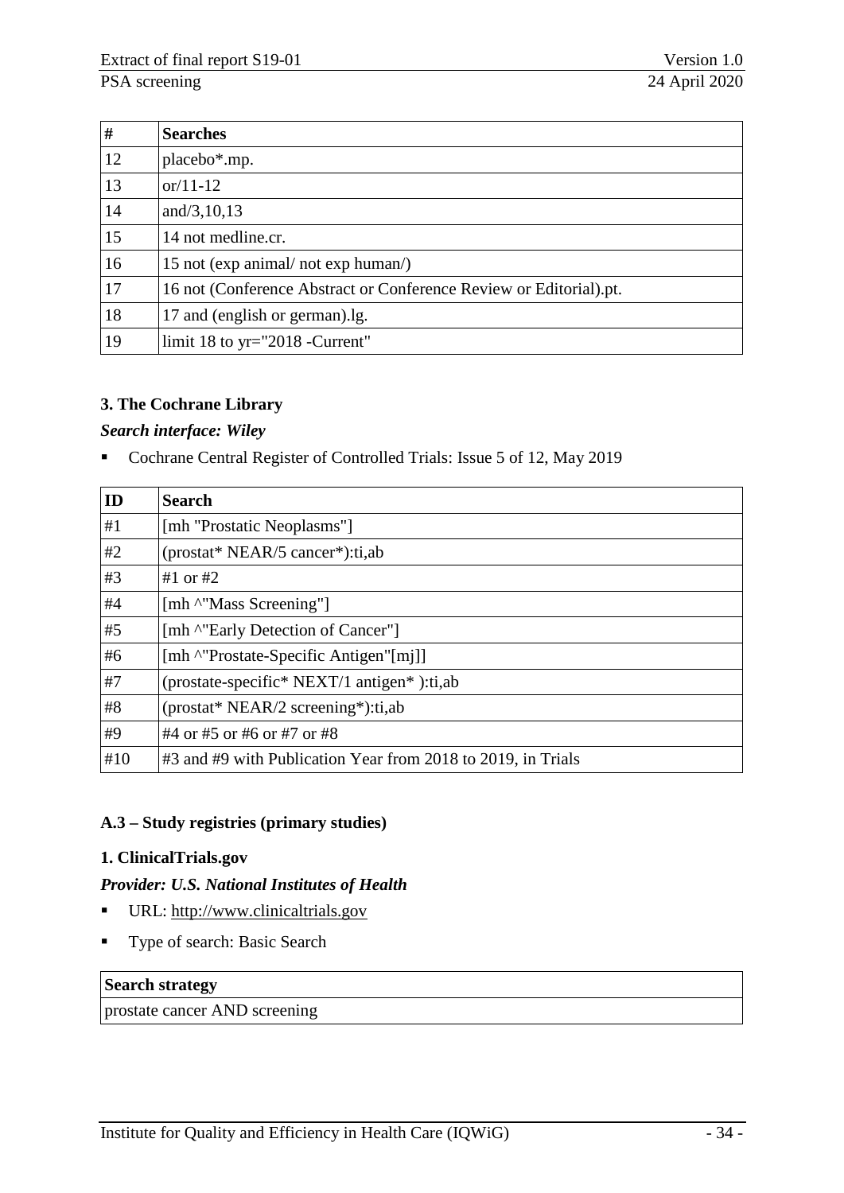| # | Searches |
|---|---|
| 12 | placebo*.mp. |
| 13 | or/11-12 |
| 14 | and/3,10,13 |
| 15 | 14 not medline.cr. |
| 16 | 15 not (exp animal/ not exp human/) |
| 17 | 16 not (Conference Abstract or Conference Review or Editorial).pt. |
| 18 | 17 and (english or german).lg. |
| 19 | limit 18 to yr="2018 -Current" |

### 3. The Cochrane Library

***Search interface: Wiley***

- Cochrane Central Register of Controlled Trials: Issue 5 of 12, May 2019

| ID | Search |
|---|---|
| #1 | [mh "Prostatic Neoplasms"] |
| #2 | (prostat* NEAR/5 cancer*):ti,ab |
| #3 | #1 or #2 |
| #4 | [mh ^"Mass Screening"] |
| #5 | [mh ^"Early Detection of Cancer"] |
| #6 | [mh ^"Prostate-Specific Antigen"[mj]] |
| #7 | (prostate-specific* NEXT/1 antigen* ):ti,ab |
| #8 | (prostat* NEAR/2 screening*):ti,ab |
| #9 | #4 or #5 or #6 or #7 or #8 |
| #10 | #3 and #9 with Publication Year from 2018 to 2019, in Trials |

## A.3 – Study registries (primary studies)

### 1. ClinicalTrials.gov

***Provider: U.S. National Institutes of Health***

- URL: http://www.clinicaltrials.gov
- Type of search: Basic Search

| Search strategy |
|---|
| prostate cancer AND screening |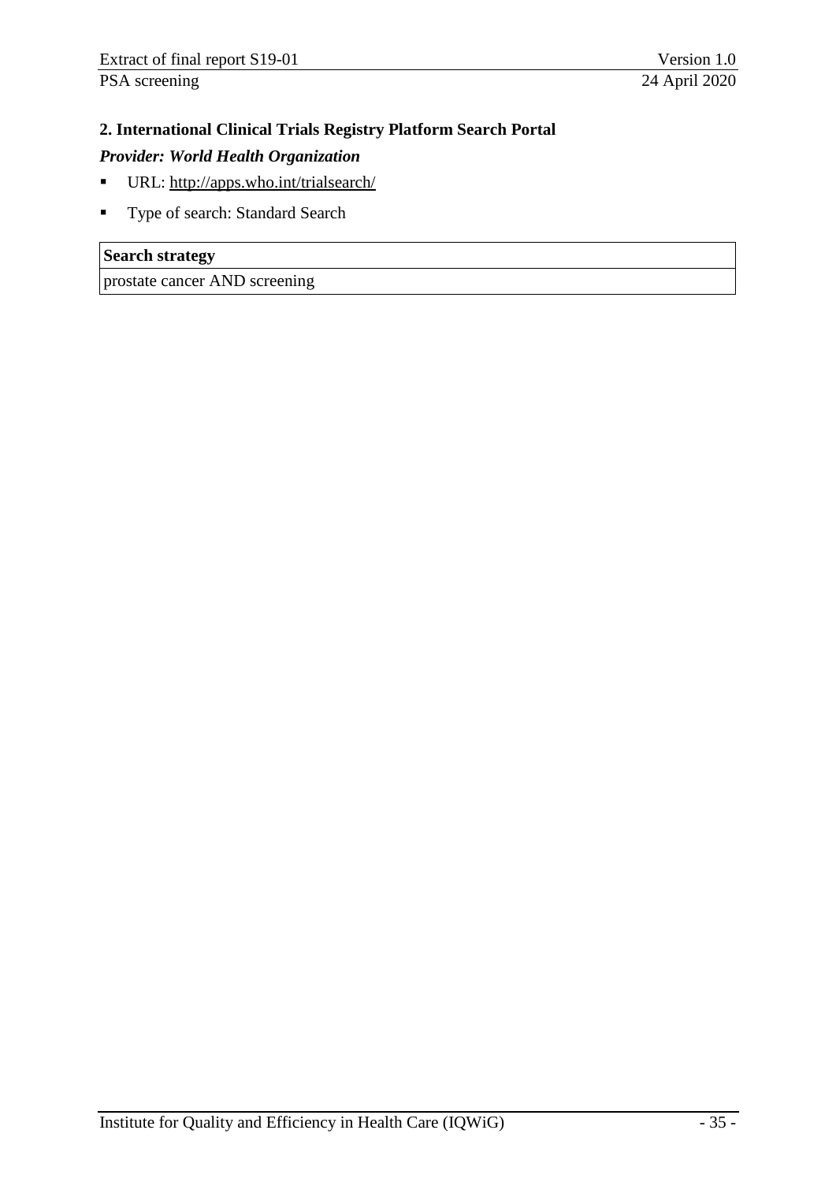**2. International Clinical Trials Registry Platform Search Portal**

***Provider: World Health Organization***

- URL: http://apps.who.int/trialsearch/
- Type of search: Standard Search

| Search strategy |
| --- |
| prostate cancer AND screening |